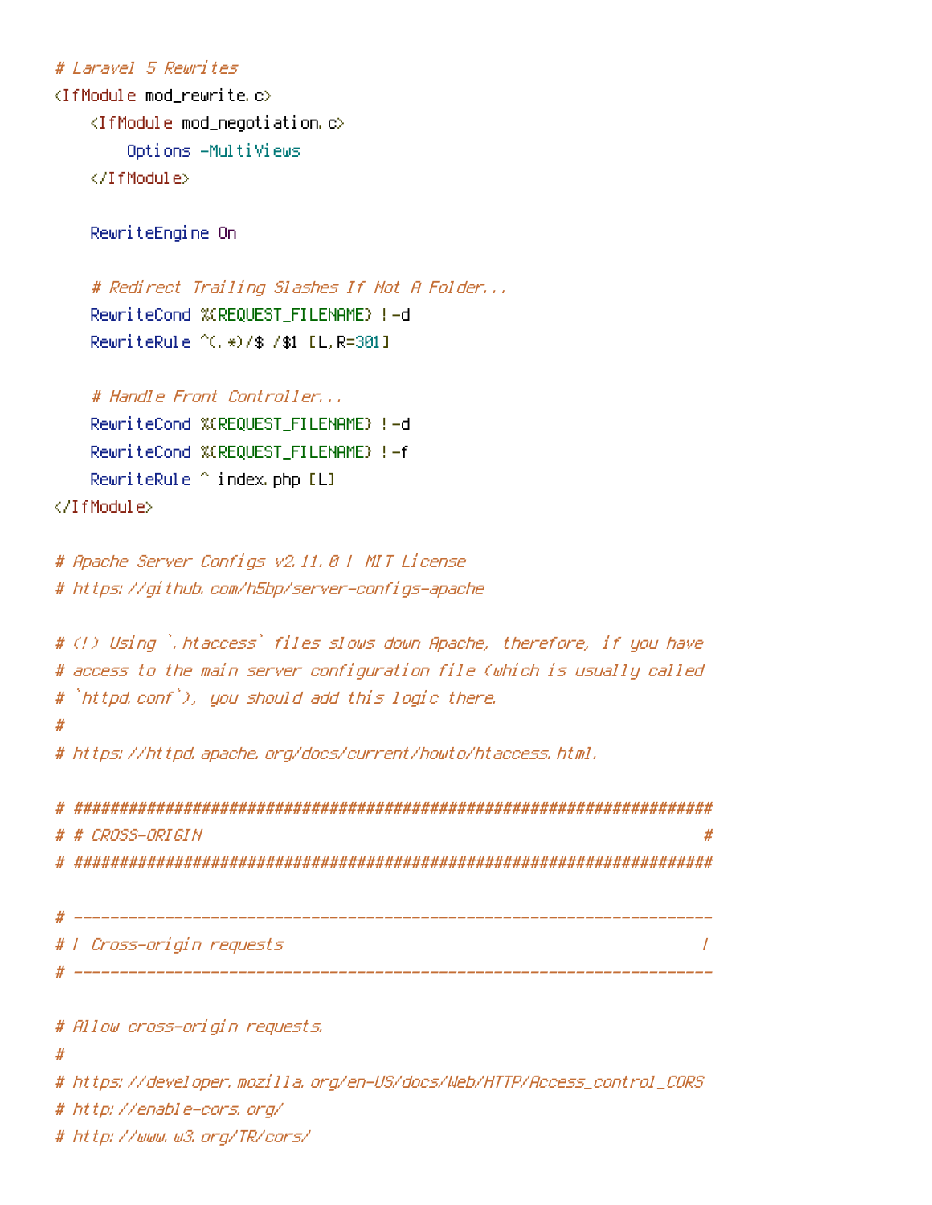```
# Laravel 5 Rewrites
<IfModule mod_rewrite.c>
    <IfModule mod_negotiation.c>
        Options -MultiViews
    </IfModule>

    RewriteEngine On

    # Redirect Trailing Slashes If Not A Folder...
    RewriteCond %{REQUEST_FILENAME} !-d
    RewriteRule ^(.*)/$ /$1 [L,R=301]

    # Handle Front Controller...
    RewriteCond %{REQUEST_FILENAME} !-d
    RewriteCond %{REQUEST_FILENAME} !-f
    RewriteRule ^ index.php [L]
</IfModule>

# Apache Server Configs v2.11.0 | MIT License
# https://github.com/h5bp/server-configs-apache

# (!) Using `.htaccess` files slows down Apache, therefore, if you have
# access to the main server configuration file (which is usually called
# `httpd.conf`), you should add this logic there.
#
# https://httpd.apache.org/docs/current/howto/htaccess.html.

# ######################################################################
# # CROSS-ORIGIN                                                       #
# ######################################################################

# ----------------------------------------------------------------------
# | Cross-origin requests                                              |
# ----------------------------------------------------------------------

# Allow cross-origin requests.
#
# https://developer.mozilla.org/en-US/docs/Web/HTTP/Access_control_CORS
# http://enable-cors.org/
# http://www.w3.org/TR/cors/
```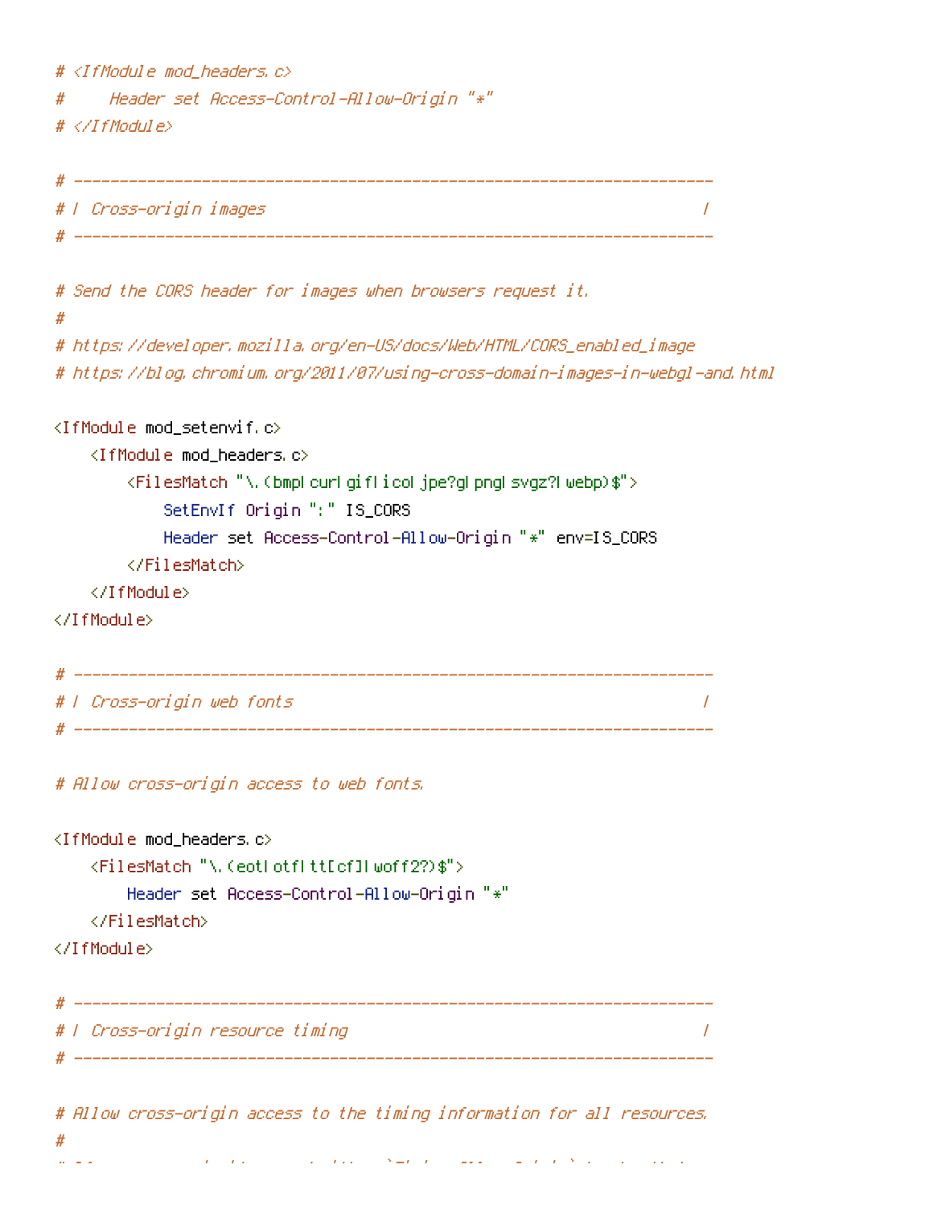```
# <IfModule mod_headers.c>
#     Header set Access-Control-Allow-Origin "*"
# </IfModule>

# ----------------------------------------------------------------------
# | Cross-origin images                                                |
# ----------------------------------------------------------------------

# Send the CORS header for images when browsers request it.
#
# https://developer.mozilla.org/en-US/docs/Web/HTML/CORS_enabled_image
# https://blog.chromium.org/2011/07/using-cross-domain-images-in-webgl-and.html

<IfModule mod_setenvif.c>
    <IfModule mod_headers.c>
        <FilesMatch "\.(bmp|cur|gif|ico|jpe?g|png|svgz?|webp)$">
            SetEnvIf Origin ":" IS_CORS
            Header set Access-Control-Allow-Origin "*" env=IS_CORS
        </FilesMatch>
    </IfModule>
</IfModule>

# ----------------------------------------------------------------------
# | Cross-origin web fonts                                             |
# ----------------------------------------------------------------------

# Allow cross-origin access to web fonts.

<IfModule mod_headers.c>
    <FilesMatch "\.(eot|otf|tt[cf]|woff2?)$">
        Header set Access-Control-Allow-Origin "*"
    </FilesMatch>
</IfModule>

# ----------------------------------------------------------------------
# | Cross-origin resource timing                                       |
# ----------------------------------------------------------------------

# Allow cross-origin access to the timing information for all resources.
#
```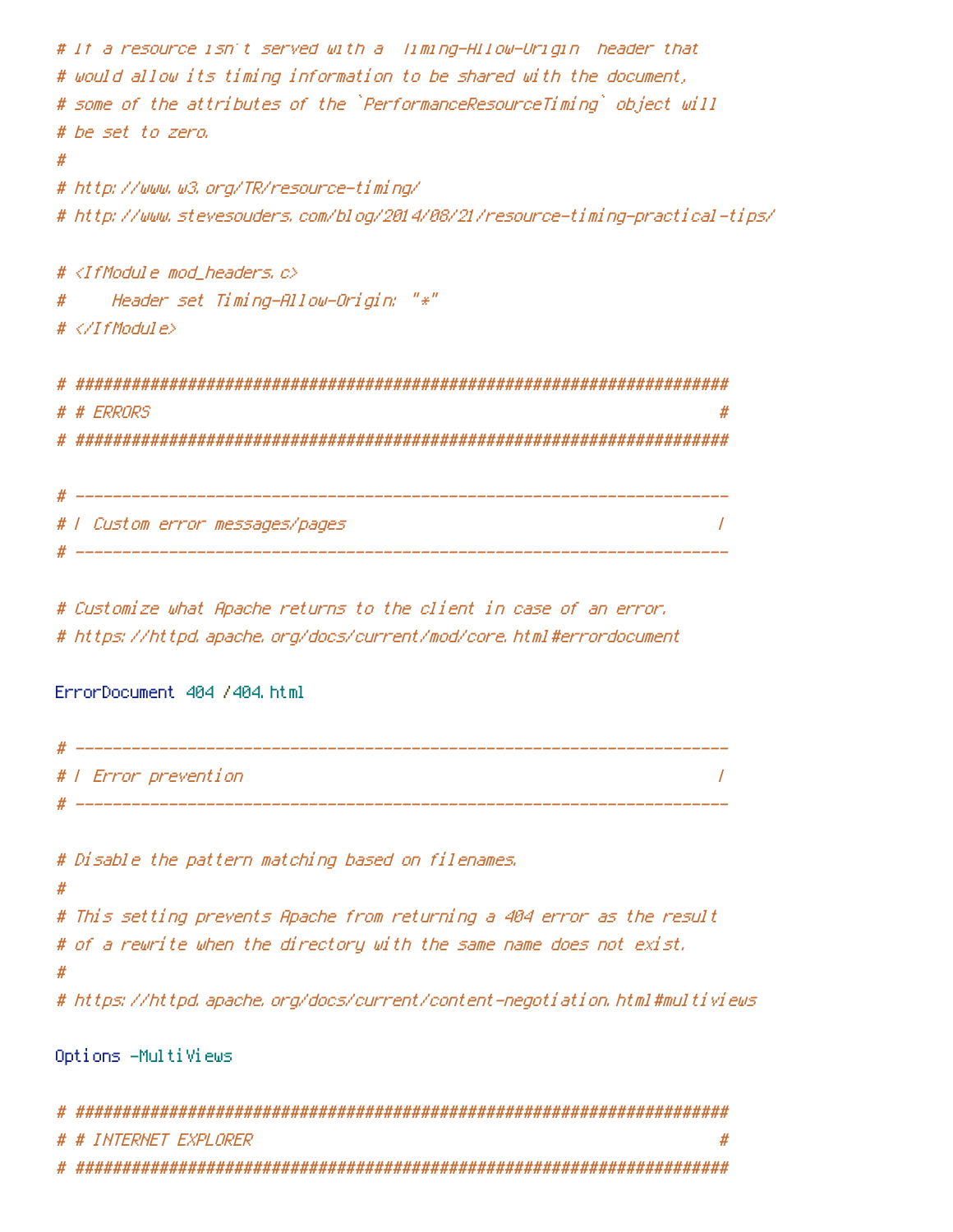```
# If a resource isn't served with a `Timing-Allow-Origin` header that
# would allow its timing information to be shared with the document,
# some of the attributes of the `PerformanceResourceTiming` object will
# be set to zero.
#
# http://www.w3.org/TR/resource-timing/
# http://www.stevesouders.com/blog/2014/08/21/resource-timing-practical-tips/

# <IfModule mod_headers.c>
#     Header set Timing-Allow-Origin: "*"
# </IfModule>

# ######################################################################
# # ERRORS                                                             #
# ######################################################################

# ----------------------------------------------------------------------
# | Custom error messages/pages                                        |
# ----------------------------------------------------------------------

# Customize what Apache returns to the client in case of an error.
# https://httpd.apache.org/docs/current/mod/core.html#errordocument

ErrorDocument 404 /404.html

# ----------------------------------------------------------------------
# | Error prevention                                                   |
# ----------------------------------------------------------------------

# Disable the pattern matching based on filenames.
#
# This setting prevents Apache from returning a 404 error as the result
# of a rewrite when the directory with the same name does not exist.
#
# https://httpd.apache.org/docs/current/content-negotiation.html#multiviews

Options -MultiViews

# ######################################################################
# # INTERNET EXPLORER                                                  #
# ######################################################################
```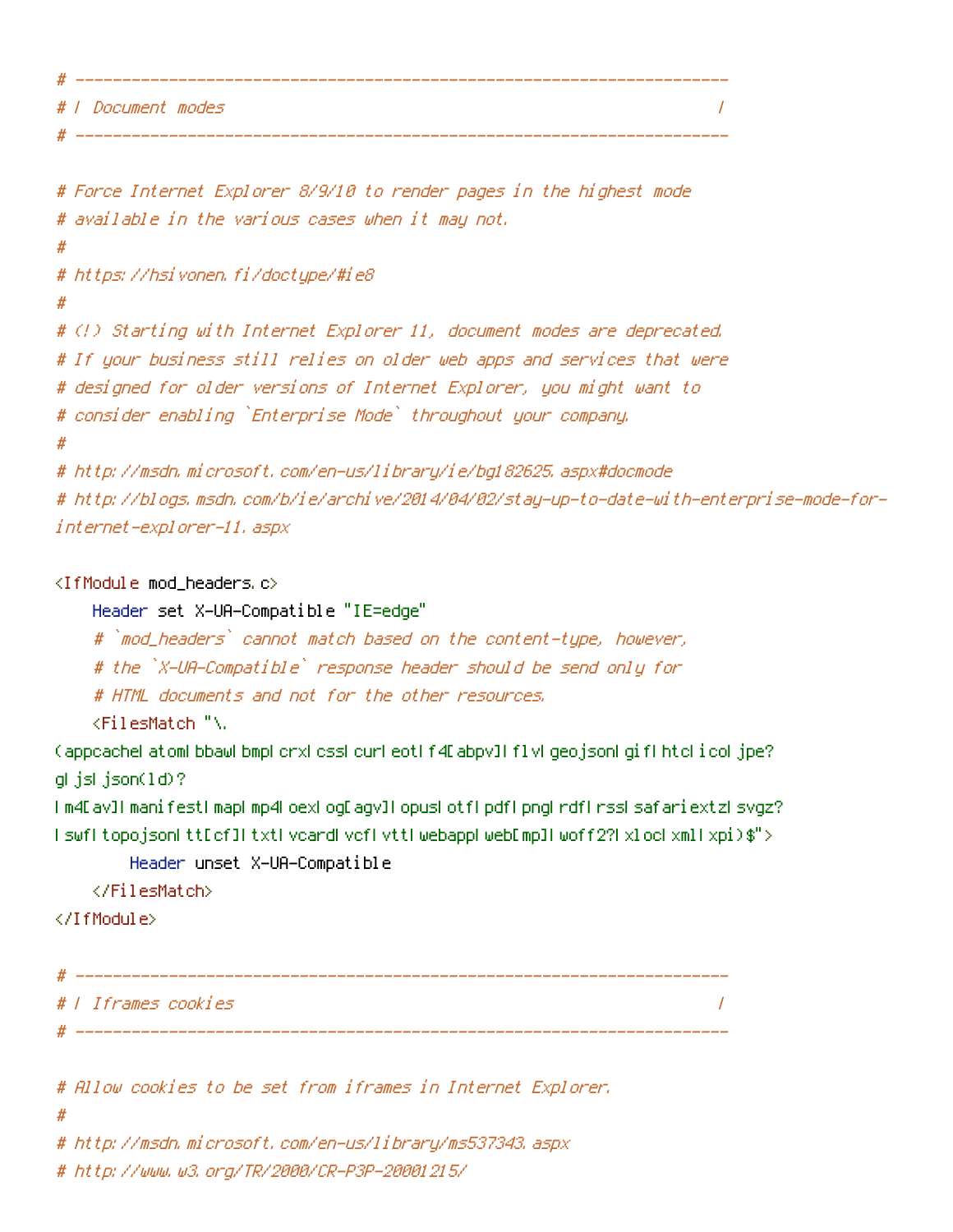```
# ----------------------------------------------------------------------
# | Document modes                                                     |
# ----------------------------------------------------------------------

# Force Internet Explorer 8/9/10 to render pages in the highest mode
# available in the various cases when it may not.
#
# https://hsivonen.fi/doctype/#ie8
#
# (!) Starting with Internet Explorer 11, document modes are deprecated.
# If your business still relies on older web apps and services that were
# designed for older versions of Internet Explorer, you might want to
# consider enabling `Enterprise Mode` throughout your company.
#
# http://msdn.microsoft.com/en-us/library/ie/bg182625.aspx#docmode
# http://blogs.msdn.com/b/ie/archive/2014/04/02/stay-up-to-date-with-enterprise-mode-for-
internet-explorer-11.aspx

<IfModule mod_headers.c>
    Header set X-UA-Compatible "IE=edge"
    # `mod_headers` cannot match based on the content-type, however,
    # the `X-UA-Compatible` response header should be send only for
    # HTML documents and not for the other resources.
    <FilesMatch "\.
(appcache|atom|bbaw|bmp|crx|css|cur|eot|f4[abpv]|flv|geojson|gif|htc|ico|jpe?
g|js|json(ld)?
|m4[av]|manifest|map|mp4|oex|og[agv]|opus|otf|pdf|png|rdf|rss|safariextz|svgz?
|swf|topojson|tt[cf]|txt|vcard|vcf|vtt|webapp|web[mp]|woff2?|xloc|xml|xpi)$">
        Header unset X-UA-Compatible
    </FilesMatch>
</IfModule>

# ----------------------------------------------------------------------
# | Iframes cookies                                                    |
# ----------------------------------------------------------------------

# Allow cookies to be set from iframes in Internet Explorer.
#
# http://msdn.microsoft.com/en-us/library/ms537343.aspx
# http://www.w3.org/TR/2000/CR-P3P-20001215/
```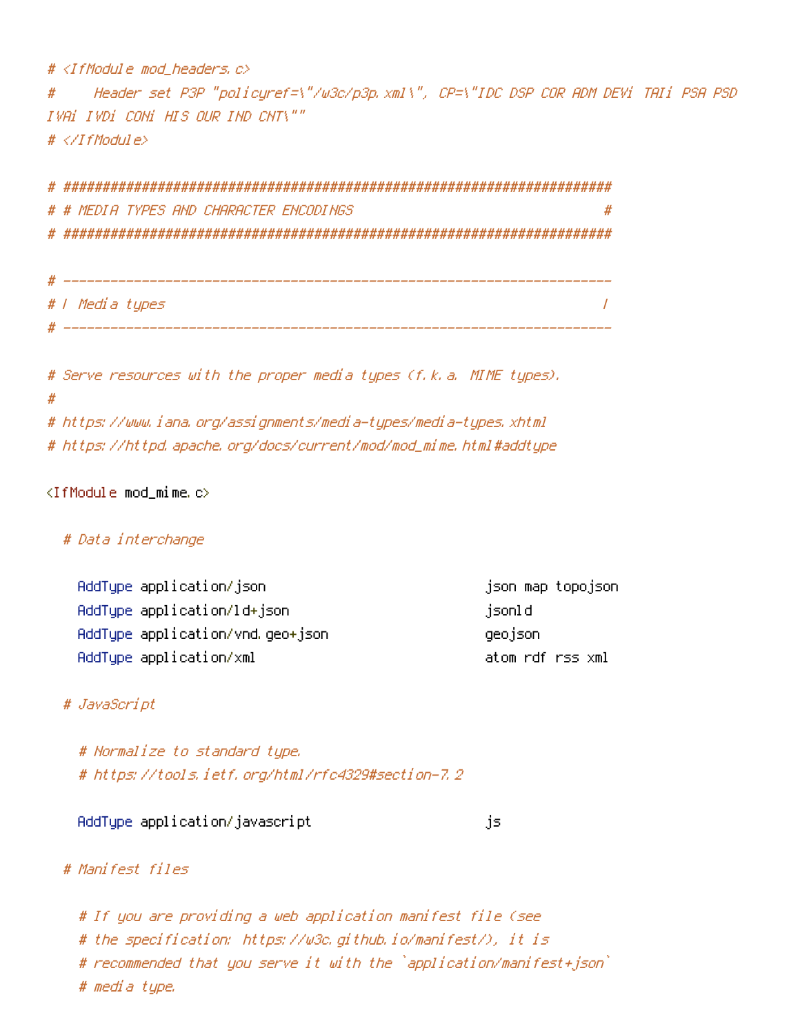```
# <IfModule mod_headers.c>
#     Header set P3P "policyref=\"/w3c/p3p.xml\", CP=\"IDC DSP COR ADM DEVi TAIi PSA PSD
IVAi IVDi CONi HIS OUR IND CNT\""
# </IfModule>

# ######################################################################
# # MEDIA TYPES AND CHARACTER ENCODINGS                                #
# ######################################################################

# ----------------------------------------------------------------------
# | Media types                                                        |
# ----------------------------------------------------------------------

# Serve resources with the proper media types (f.k.a. MIME types).
#
# https://www.iana.org/assignments/media-types/media-types.xhtml
# https://httpd.apache.org/docs/current/mod/mod_mime.html#addtype

<IfModule mod_mime.c>

  # Data interchange

    AddType application/json                            json map topojson
    AddType application/ld+json                         jsonld
    AddType application/vnd.geo+json                    geojson
    AddType application/xml                             atom rdf rss xml

  # JavaScript

    # Normalize to standard type.
    # https://tools.ietf.org/html/rfc4329#section-7.2

    AddType application/javascript                      js

  # Manifest files

    # If you are providing a web application manifest file (see
    # the specification: https://w3c.github.io/manifest/), it is
    # recommended that you serve it with the `application/manifest+json`
    # media type.
```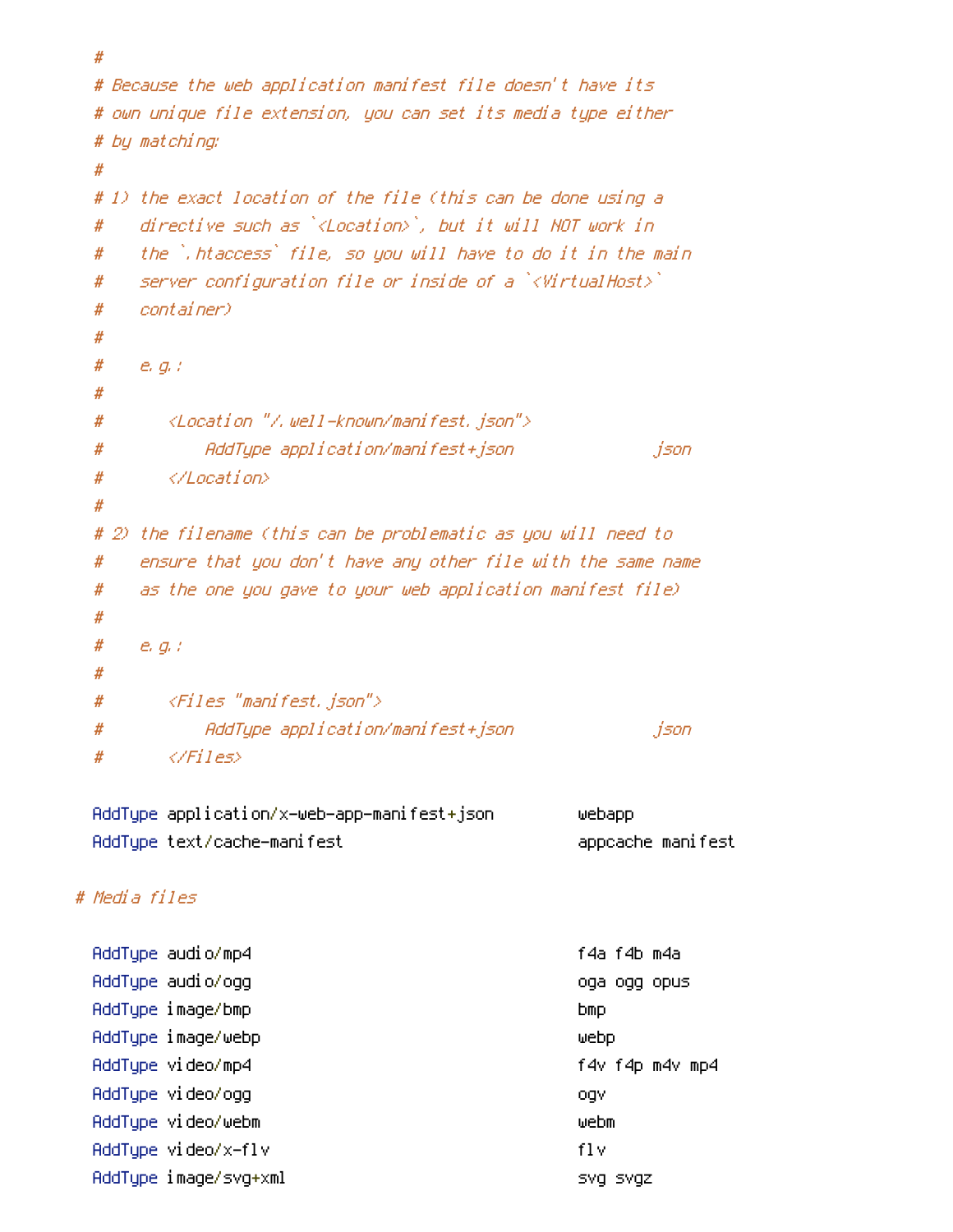```
    #
    # Because the web application manifest file doesn't have its
    # own unique file extension, you can set its media type either
    # by matching:
    #
    # 1) the exact location of the file (this can be done using a
    #    directive such as `<Location>`, but it will NOT work in
    #    the `.htaccess` file, so you will have to do it in the main
    #    server configuration file or inside of a `<VirtualHost>`
    #    container)
    #
    #    e.g.:
    #
    #       <Location "/.well-known/manifest.json">
    #           AddType application/manifest+json               json
    #       </Location>
    #
    # 2) the filename (this can be problematic as you will need to
    #    ensure that you don't have any other file with the same name
    #    as the one you gave to your web application manifest file)
    #
    #    e.g.:
    #
    #       <Files "manifest.json">
    #           AddType application/manifest+json               json
    #       </Files>

    AddType application/x-web-app-manifest+json         webapp
    AddType text/cache-manifest                         appcache manifest

  # Media files

    AddType audio/mp4                                   f4a f4b m4a
    AddType audio/ogg                                   oga ogg opus
    AddType image/bmp                                   bmp
    AddType image/webp                                  webp
    AddType video/mp4                                   f4v f4p m4v mp4
    AddType video/ogg                                   ogv
    AddType video/webm                                  webm
    AddType video/x-flv                                 flv
    AddType image/svg+xml                               svg svgz
```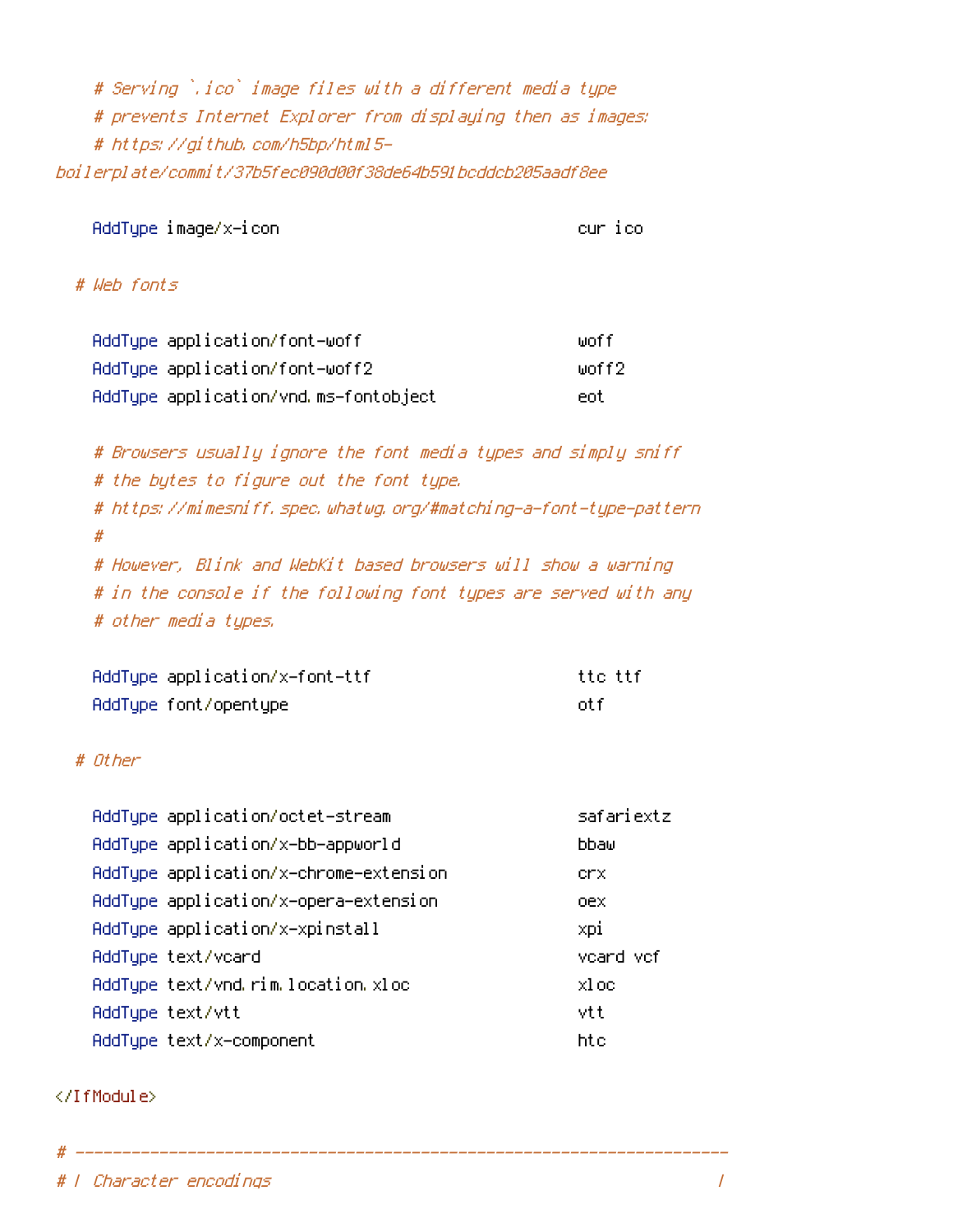```
    # Serving `.ico` image files with a different media type
    # prevents Internet Explorer from displaying then as images:
    # https://github.com/h5bp/html5-
boilerplate/commit/37b5fec090d00f38de64b591bcddcb205aadf8ee

    AddType image/x-icon                                cur ico

  # Web fonts

    AddType application/font-woff                       woff
    AddType application/font-woff2                      woff2
    AddType application/vnd.ms-fontobject               eot

    # Browsers usually ignore the font media types and simply sniff
    # the bytes to figure out the font type.
    # https://mimesniff.spec.whatwg.org/#matching-a-font-type-pattern
    #
    # However, Blink and WebKit based browsers will show a warning
    # in the console if the following font types are served with any
    # other media types.

    AddType application/x-font-ttf                      ttc ttf
    AddType font/opentype                               otf

  # Other

    AddType application/octet-stream                    safariextz
    AddType application/x-bb-appworld                   bbaw
    AddType application/x-chrome-extension              crx
    AddType application/x-opera-extension               oex
    AddType application/x-xpinstall                     xpi
    AddType text/vcard                                  vcard vcf
    AddType text/vnd.rim.location.xloc                  xloc
    AddType text/vtt                                    vtt
    AddType text/x-component                            htc

</IfModule>

# ----------------------------------------------------------------------
# | Character encodings                                                |
```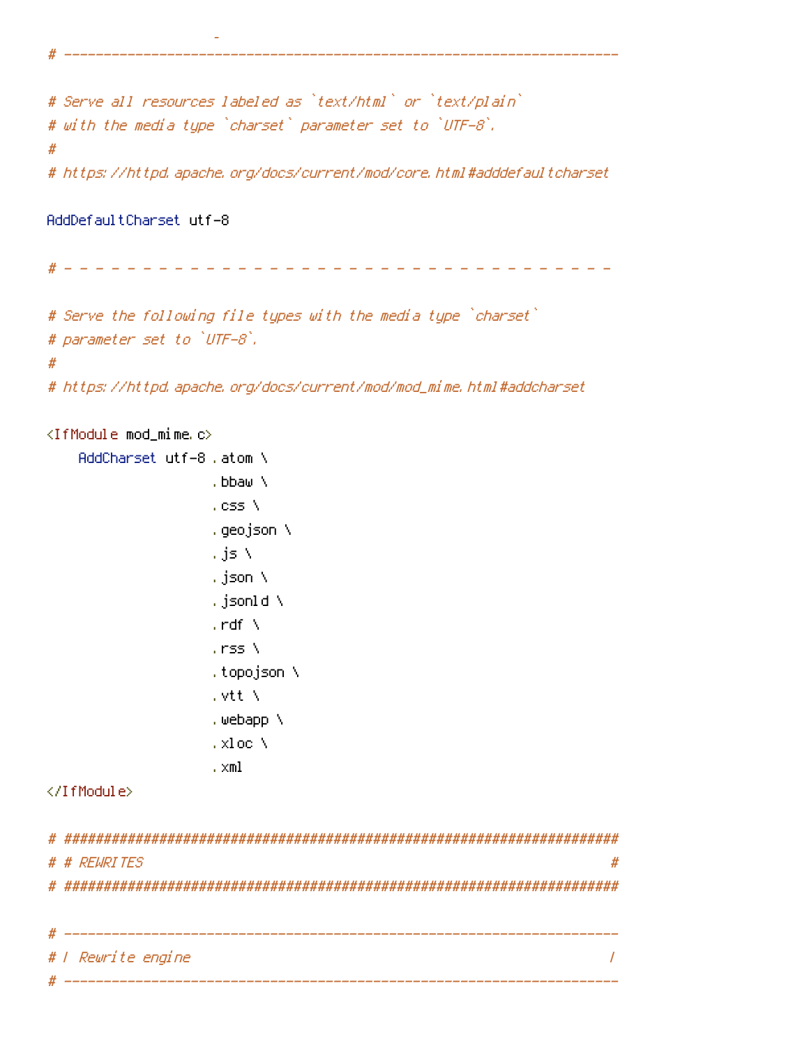```
                     -
# ----------------------------------------------------------------------

# Serve all resources labeled as `text/html` or `text/plain`
# with the media type `charset` parameter set to `UTF-8`.
#
# https://httpd.apache.org/docs/current/mod/core.html#adddefaultcharset

AddDefaultCharset utf-8

# - - - - - - - - - - - - - - - - - - - - - - - - - - - - - - - - - - -

# Serve the following file types with the media type `charset`
# parameter set to `UTF-8`.
#
# https://httpd.apache.org/docs/current/mod/mod_mime.html#addcharset

<IfModule mod_mime.c>
    AddCharset utf-8 .atom \
                     .bbaw \
                     .css \
                     .geojson \
                     .js \
                     .json \
                     .jsonld \
                     .rdf \
                     .rss \
                     .topojson \
                     .vtt \
                     .webapp \
                     .xloc \
                     .xml
</IfModule>

# ######################################################################
# # REWRITES                                                           #
# ######################################################################

# ----------------------------------------------------------------------
# | Rewrite engine                                                     |
# ----------------------------------------------------------------------
```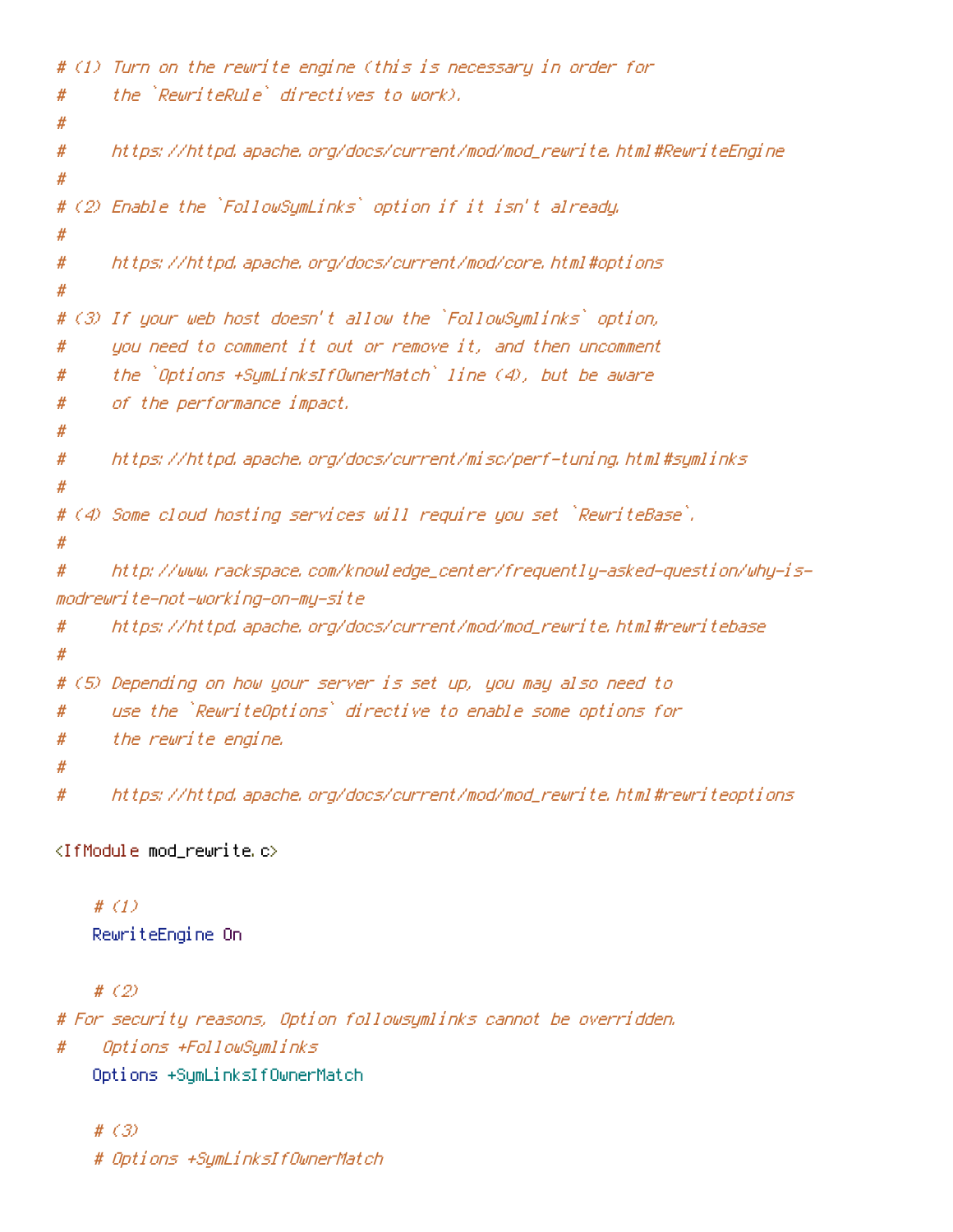```
# (1) Turn on the rewrite engine (this is necessary in order for
#     the `RewriteRule` directives to work).
#
#     https://httpd.apache.org/docs/current/mod/mod_rewrite.html#RewriteEngine
#
# (2) Enable the `FollowSymLinks` option if it isn't already.
#
#     https://httpd.apache.org/docs/current/mod/core.html#options
#
# (3) If your web host doesn't allow the `FollowSymlinks` option,
#     you need to comment it out or remove it, and then uncomment
#     the `Options +SymLinksIfOwnerMatch` line (4), but be aware
#     of the performance impact.
#
#     https://httpd.apache.org/docs/current/misc/perf-tuning.html#symlinks
#
# (4) Some cloud hosting services will require you set `RewriteBase`.
#
#     http://www.rackspace.com/knowledge_center/frequently-asked-question/why-is-
modrewrite-not-working-on-my-site
#     https://httpd.apache.org/docs/current/mod/mod_rewrite.html#rewritebase
#
# (5) Depending on how your server is set up, you may also need to
#     use the `RewriteOptions` directive to enable some options for
#     the rewrite engine.
#
#     https://httpd.apache.org/docs/current/mod/mod_rewrite.html#rewriteoptions

<IfModule mod_rewrite.c>

    # (1)
    RewriteEngine On

    # (2)
# For security reasons, Option followsymlinks cannot be overridden.
#    Options +FollowSymlinks
    Options +SymLinksIfOwnerMatch

    # (3)
    # Options +SymLinksIfOwnerMatch
```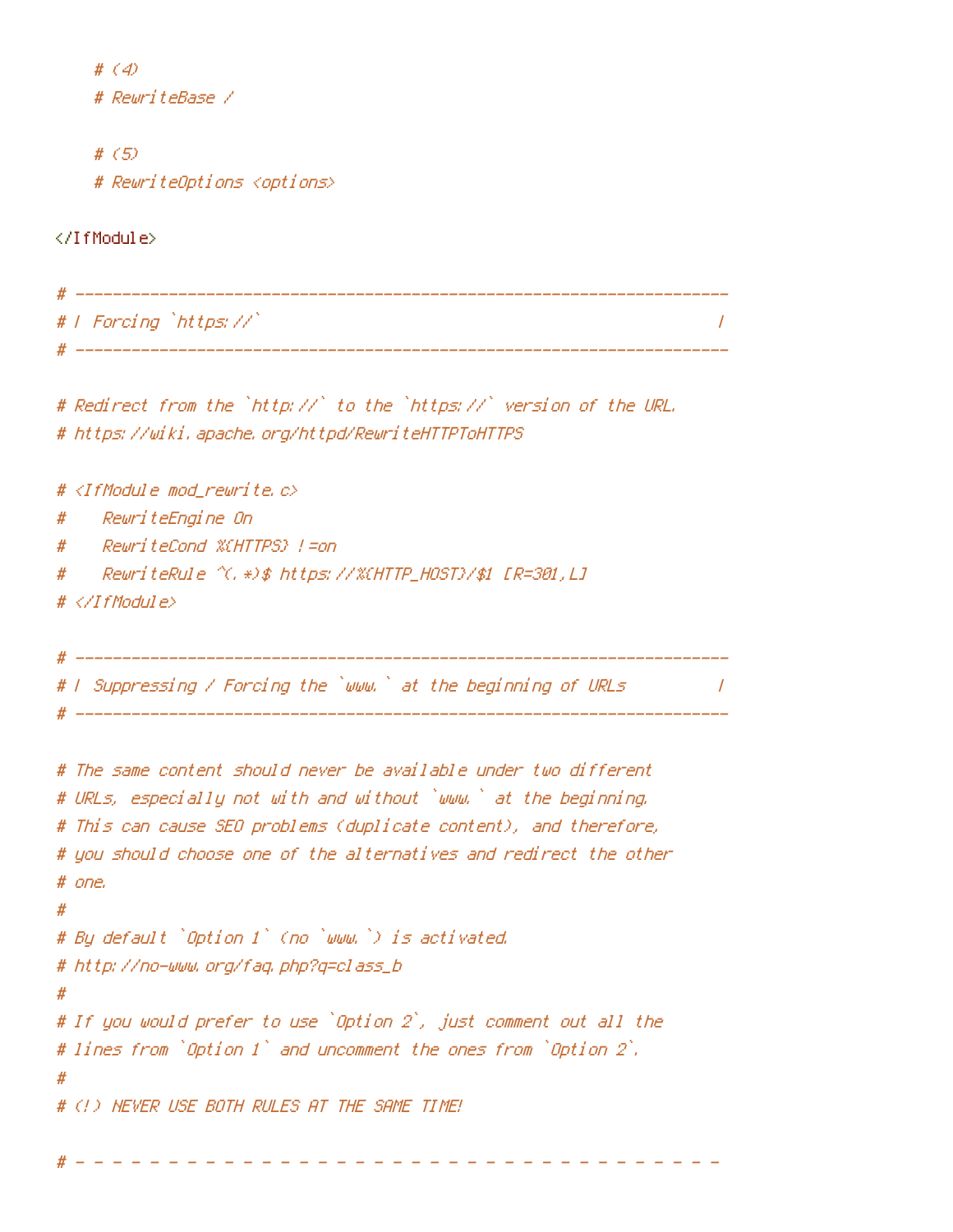```
    # (4)
    # RewriteBase /

    # (5)
    # RewriteOptions <options>

</IfModule>

# ----------------------------------------------------------------------
# | Forcing `https://`                                                 |
# ----------------------------------------------------------------------

# Redirect from the `http://` to the `https://` version of the URL.
# https://wiki.apache.org/httpd/RewriteHTTPToHTTPS

# <IfModule mod_rewrite.c>
#    RewriteEngine On
#    RewriteCond %{HTTPS} !=on
#    RewriteRule ^(.*)$ https://%{HTTP_HOST}/$1 [R=301,L]
# </IfModule>

# ----------------------------------------------------------------------
# | Suppressing / Forcing the `www.` at the beginning of URLs          |
# ----------------------------------------------------------------------

# The same content should never be available under two different
# URLs, especially not with and without `www.` at the beginning.
# This can cause SEO problems (duplicate content), and therefore,
# you should choose one of the alternatives and redirect the other
# one.
#
# By default `Option 1` (no `www.`) is activated.
# http://no-www.org/faq.php?q=class_b
#
# If you would prefer to use `Option 2`, just comment out all the
# lines from `Option 1` and uncomment the ones from `Option 2`.
#
# (!) NEVER USE BOTH RULES AT THE SAME TIME!

# - - - - - - - - - - - - - - - - - - - - - - - - - - - - - - - - - - -
```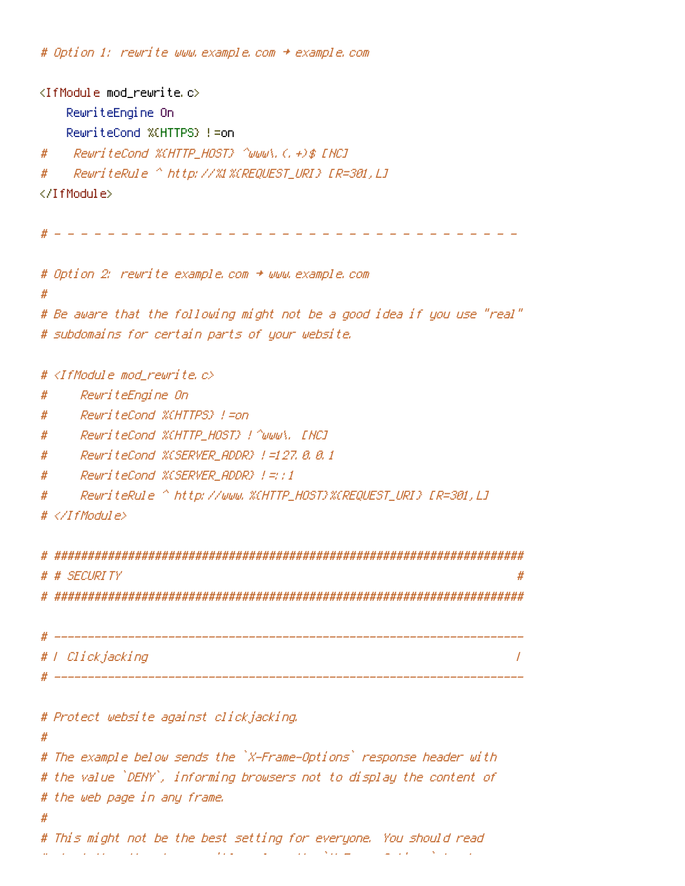```
# Option 1: rewrite www.example.com → example.com

<IfModule mod_rewrite.c>
    RewriteEngine On
    RewriteCond %{HTTPS} !=on
#    RewriteCond %{HTTP_HOST} ^www\.(.+)$ [NC]
#    RewriteRule ^ http://%1%{REQUEST_URI} [R=301,L]
</IfModule>

# - - - - - - - - - - - - - - - - - - - - - - - - - - - - - - - - - - -

# Option 2: rewrite example.com → www.example.com
#
# Be aware that the following might not be a good idea if you use "real"
# subdomains for certain parts of your website.

# <IfModule mod_rewrite.c>
#     RewriteEngine On
#     RewriteCond %{HTTPS} !=on
#     RewriteCond %{HTTP_HOST} !^www\. [NC]
#     RewriteCond %{SERVER_ADDR} !=127.0.0.1
#     RewriteCond %{SERVER_ADDR} !=::1
#     RewriteRule ^ http://www.%{HTTP_HOST}%{REQUEST_URI} [R=301,L]
# </IfModule>

# ######################################################################
# # SECURITY                                                           #
# ######################################################################

# ----------------------------------------------------------------------
# | Clickjacking                                                       |
# ----------------------------------------------------------------------

# Protect website against clickjacking.
#
# The example below sends the `X-Frame-Options` response header with
# the value `DENY`, informing browsers not to display the content of
# the web page in any frame.
#
# This might not be the best setting for everyone. You should read
```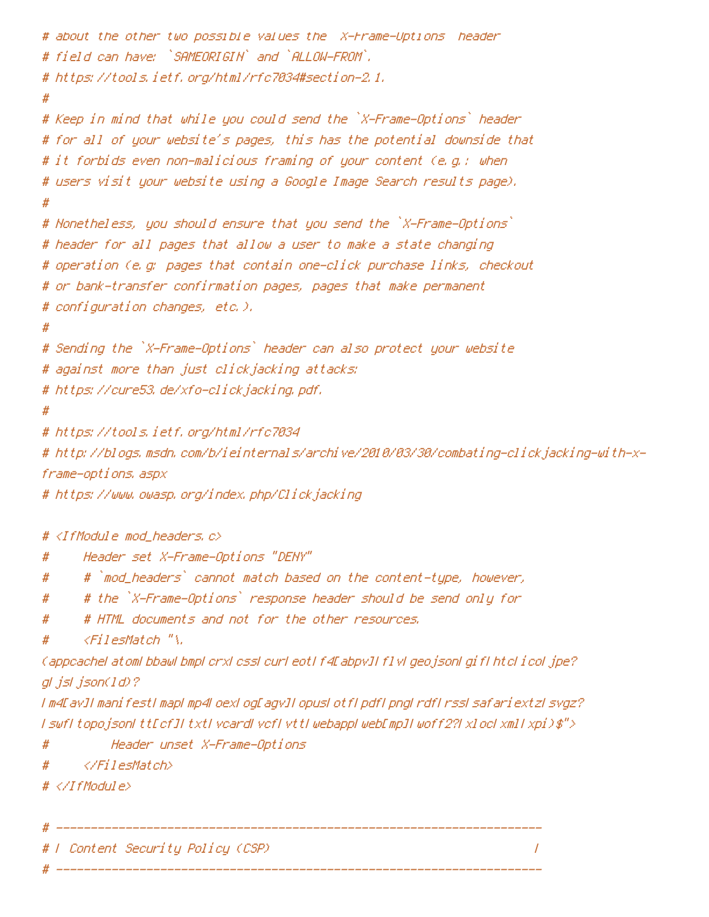```
# about the other two possible values the `X-Frame-Options` header
# field can have: `SAMEORIGIN` and `ALLOW-FROM`.
# https://tools.ietf.org/html/rfc7034#section-2.1.
#
# Keep in mind that while you could send the `X-Frame-Options` header
# for all of your website's pages, this has the potential downside that
# it forbids even non-malicious framing of your content (e.g.: when
# users visit your website using a Google Image Search results page).
#
# Nonetheless, you should ensure that you send the `X-Frame-Options`
# header for all pages that allow a user to make a state changing
# operation (e.g: pages that contain one-click purchase links, checkout
# or bank-transfer confirmation pages, pages that make permanent
# configuration changes, etc.).
#
# Sending the `X-Frame-Options` header can also protect your website
# against more than just clickjacking attacks:
# https://cure53.de/xfo-clickjacking.pdf.
#
# https://tools.ietf.org/html/rfc7034
# http://blogs.msdn.com/b/ieinternals/archive/2010/03/30/combating-clickjacking-with-x-frame-options.aspx
# https://www.owasp.org/index.php/Clickjacking

# <IfModule mod_headers.c>
#     Header set X-Frame-Options "DENY"
#     # `mod_headers` cannot match based on the content-type, however,
#     # the `X-Frame-Options` response header should be send only for
#     # HTML documents and not for the other resources.
#     <FilesMatch "\.(appcache|atom|bbaw|bmp|crx|css|cur|eot|f4[abpv]|flv|geojson|gif|htc|ico|jpe?g|js|json(ld)?|m4[av]|manifest|map|mp4|oex|og[agv]|opus|otf|pdf|png|rdf|rss|safariextz|svgz?|swf|topojson|tt[cf]|txt|vcard|vcf|vtt|webapp|web[mp]|woff2?|xloc|xml|xpi)$">
#         Header unset X-Frame-Options
#     </FilesMatch>
# </IfModule>

# ------------------------------------------------------------------------------
# | Content Security Policy (CSP)                                              |
# ------------------------------------------------------------------------------
```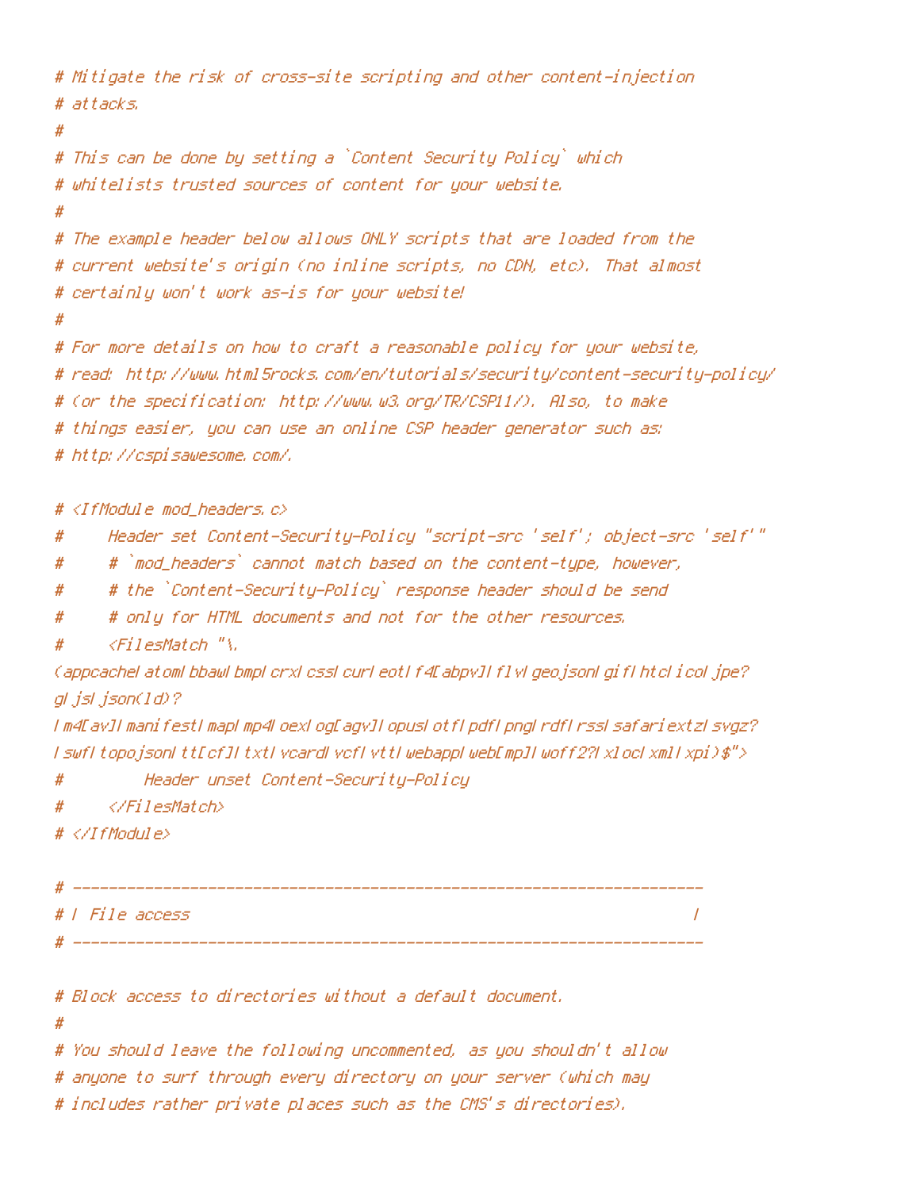```
# Mitigate the risk of cross-site scripting and other content-injection
# attacks.
#
# This can be done by setting a `Content Security Policy` which
# whitelists trusted sources of content for your website.
#
# The example header below allows ONLY scripts that are loaded from the
# current website's origin (no inline scripts, no CDN, etc). That almost
# certainly won't work as-is for your website!
#
# For more details on how to craft a reasonable policy for your website,
# read: http://www.html5rocks.com/en/tutorials/security/content-security-policy/
# (or the specification: http://www.w3.org/TR/CSP11/). Also, to make
# things easier, you can use an online CSP header generator such as:
# http://cspisawesome.com/.

# <IfModule mod_headers.c>
#     Header set Content-Security-Policy "script-src 'self'; object-src 'self'"
#     # `mod_headers` cannot match based on the content-type, however,
#     # the `Content-Security-Policy` response header should be send
#     # only for HTML documents and not for the other resources.
#     <FilesMatch "\.
(appcache|atom|bbaw|bmp|crx|css|cur|eot|f4[abpv]|flv|geojson|gif|htc|ico|jpe?
g|js|json(ld)?
|m4[av]|manifest|map|mp4|oex|og[agv]|opus|otf|pdf|png|rdf|rss|safariextz|svgz?
|swf|topojson|tt[cf]|txt|vcard|vcf|vtt|webapp|web[mp]|woff2?|xloc|xml|xpi)$">
#         Header unset Content-Security-Policy
#     </FilesMatch>
# </IfModule>

# ------------------------------------------------------------------------
# | File access                                                          |
# ------------------------------------------------------------------------

# Block access to directories without a default document.
#
# You should leave the following uncommented, as you shouldn't allow
# anyone to surf through every directory on your server (which may
# includes rather private places such as the CMS's directories).
```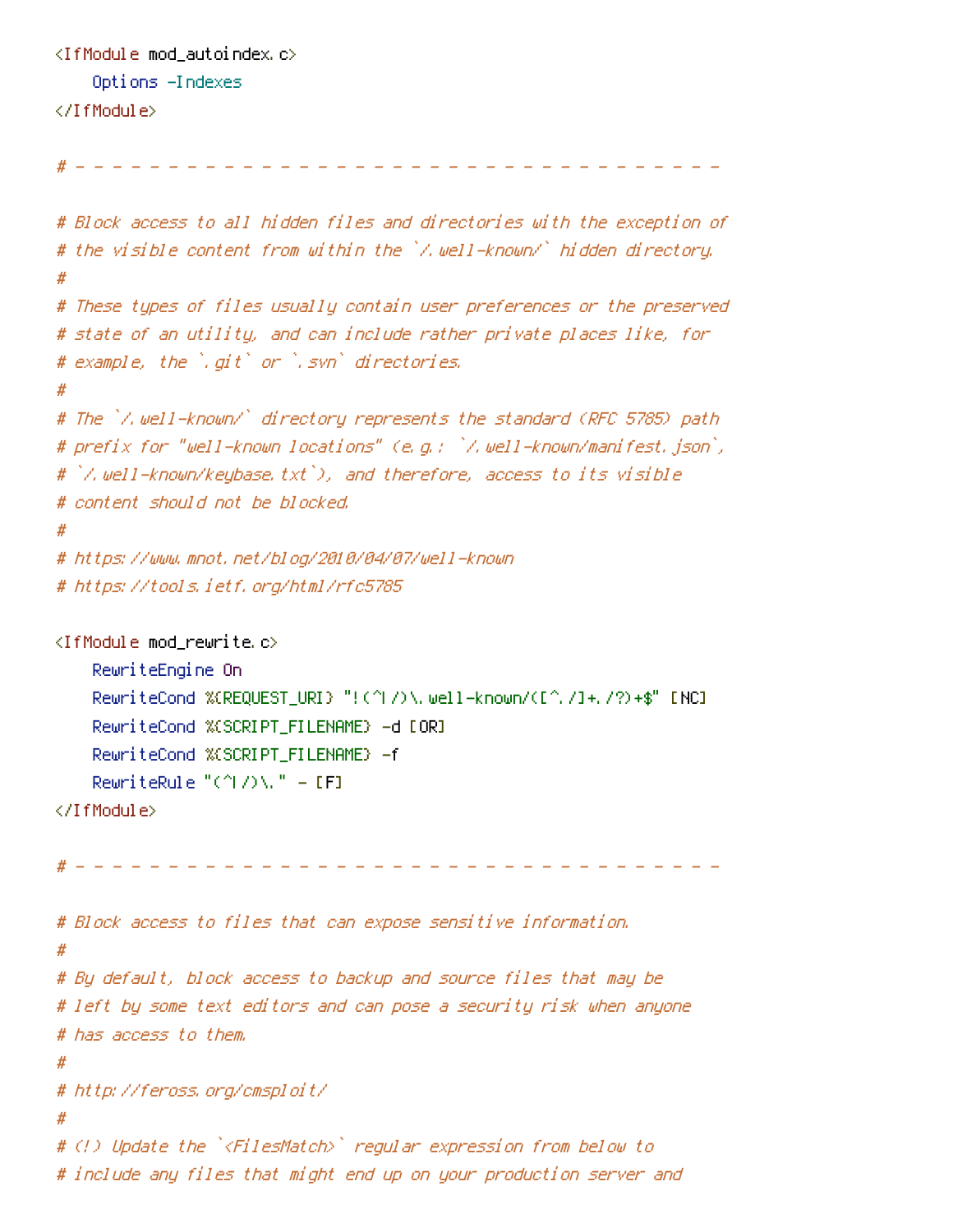```
<IfModule mod_autoindex.c>
    Options -Indexes
</IfModule>

# - - - - - - - - - - - - - - - - - - - - - - - - - - - - - - - - - - - -

# Block access to all hidden files and directories with the exception of
# the visible content from within the `/.well-known/` hidden directory.
#
# These types of files usually contain user preferences or the preserved
# state of an utility, and can include rather private places like, for
# example, the `.git` or `.svn` directories.
#
# The `/.well-known/` directory represents the standard (RFC 5785) path
# prefix for "well-known locations" (e.g.: `/.well-known/manifest.json`,
# `/.well-known/keybase.txt`), and therefore, access to its visible
# content should not be blocked.
#
# https://www.mnot.net/blog/2010/04/07/well-known
# https://tools.ietf.org/html/rfc5785

<IfModule mod_rewrite.c>
    RewriteEngine On
    RewriteCond %{REQUEST_URI} "!(^|/)\.well-known/([^./]+./?)+$" [NC]
    RewriteCond %{SCRIPT_FILENAME} -d [OR]
    RewriteCond %{SCRIPT_FILENAME} -f
    RewriteRule "(^|/)\." - [F]
</IfModule>

# - - - - - - - - - - - - - - - - - - - - - - - - - - - - - - - - - - - -

# Block access to files that can expose sensitive information.
#
# By default, block access to backup and source files that may be
# left by some text editors and can pose a security risk when anyone
# has access to them.
#
# http://feross.org/cmsploit/
#
# (!) Update the `<FilesMatch>` regular expression from below to
# include any files that might end up on your production server and
```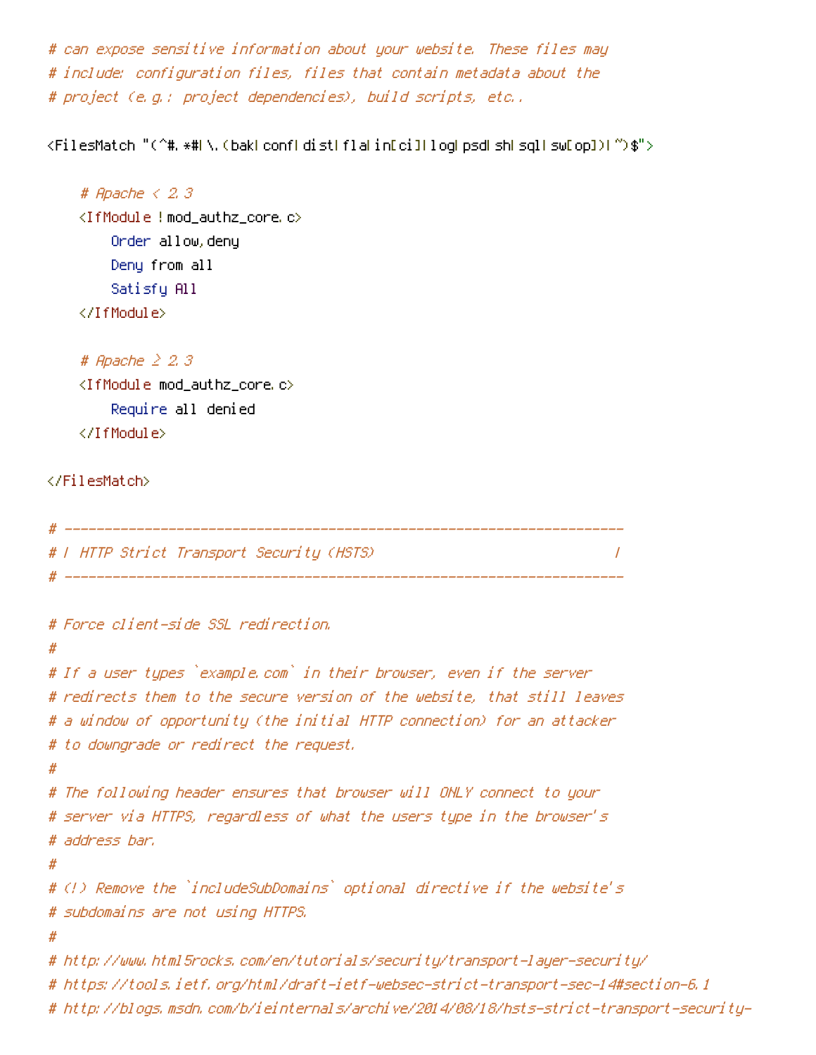```
# can expose sensitive information about your website. These files may
# include: configuration files, files that contain metadata about the
# project (e.g.: project dependencies), build scripts, etc..

<FilesMatch "(^#.*#|\.(bak|conf|dist|fla|in[ci]|log|psd|sh|sql|sw[op])|~)$">

    # Apache < 2.3
    <IfModule !mod_authz_core.c>
        Order allow,deny
        Deny from all
        Satisfy All
    </IfModule>

    # Apache ≥ 2.3
    <IfModule mod_authz_core.c>
        Require all denied
    </IfModule>

</FilesMatch>

# ----------------------------------------------------------------------
# | HTTP Strict Transport Security (HSTS)                              |
# ----------------------------------------------------------------------

# Force client-side SSL redirection.
#
# If a user types `example.com` in their browser, even if the server
# redirects them to the secure version of the website, that still leaves
# a window of opportunity (the initial HTTP connection) for an attacker
# to downgrade or redirect the request.
#
# The following header ensures that browser will ONLY connect to your
# server via HTTPS, regardless of what the users type in the browser's
# address bar.
#
# (!) Remove the `includeSubDomains` optional directive if the website's
# subdomains are not using HTTPS.
#
# http://www.html5rocks.com/en/tutorials/security/transport-layer-security/
# https://tools.ietf.org/html/draft-ietf-websec-strict-transport-sec-14#section-6.1
# http://blogs.msdn.com/b/ieinternals/archive/2014/08/18/hsts-strict-transport-security-
```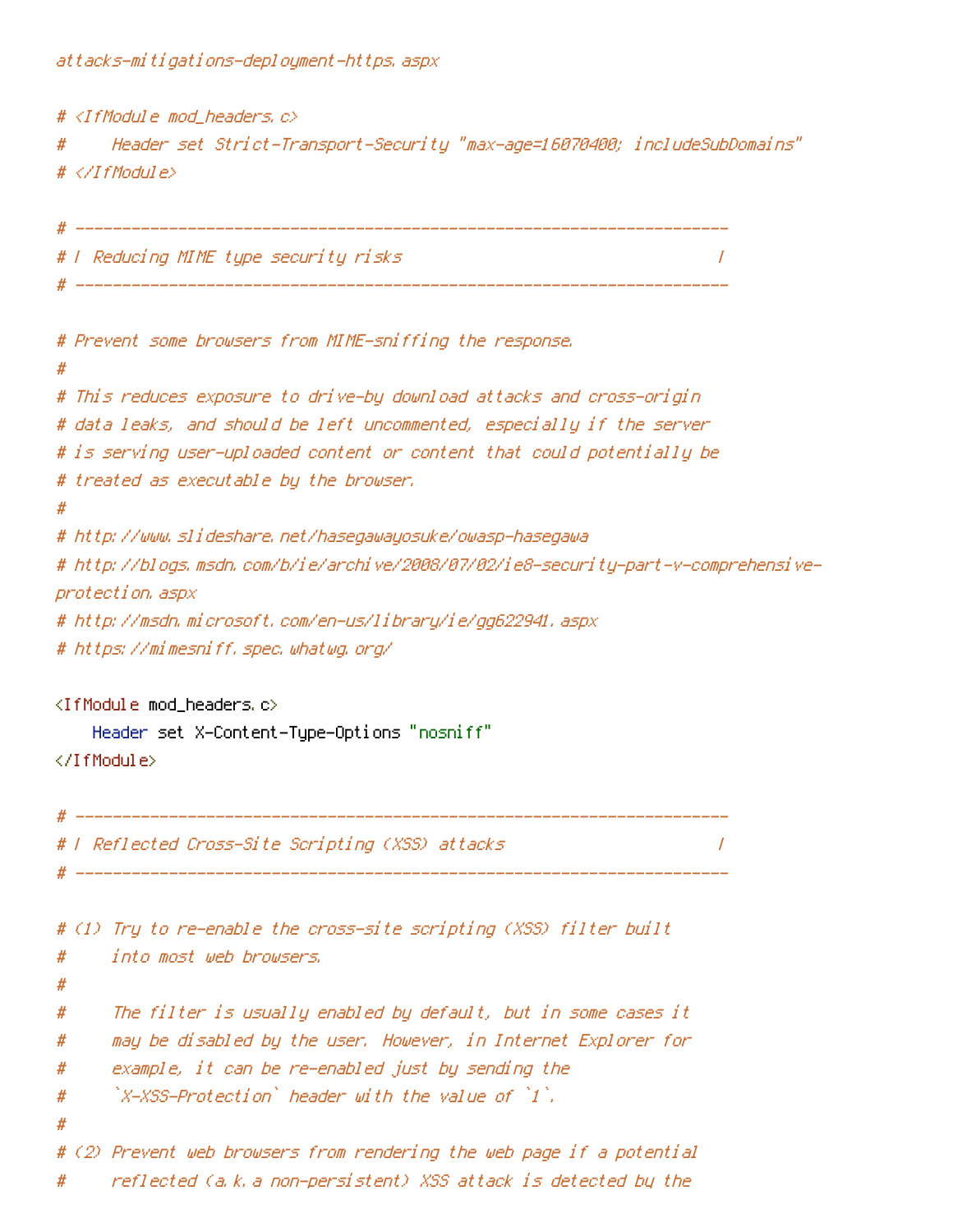```
attacks-mitigations-deployment-https.aspx

# <IfModule mod_headers.c>
#     Header set Strict-Transport-Security "max-age=16070400; includeSubDomains"
# </IfModule>

# ------------------------------------------------------------------------
# | Reducing MIME type security risks                                    |
# ------------------------------------------------------------------------

# Prevent some browsers from MIME-sniffing the response.
#
# This reduces exposure to drive-by download attacks and cross-origin
# data leaks, and should be left uncommented, especially if the server
# is serving user-uploaded content or content that could potentially be
# treated as executable by the browser.
#
# http://www.slideshare.net/hasegawayosuke/owasp-hasegawa
# http://blogs.msdn.com/b/ie/archive/2008/07/02/ie8-security-part-v-comprehensive-
protection.aspx
# http://msdn.microsoft.com/en-us/library/ie/gg622941.aspx
# https://mimesniff.spec.whatwg.org/

<IfModule mod_headers.c>
    Header set X-Content-Type-Options "nosniff"
</IfModule>

# ------------------------------------------------------------------------
# | Reflected Cross-Site Scripting (XSS) attacks                         |
# ------------------------------------------------------------------------

# (1) Try to re-enable the cross-site scripting (XSS) filter built
#     into most web browsers.
#
#     The filter is usually enabled by default, but in some cases it
#     may be disabled by the user. However, in Internet Explorer for
#     example, it can be re-enabled just by sending the
#     `X-XSS-Protection` header with the value of `1`.
#
# (2) Prevent web browsers from rendering the web page if a potential
#     reflected (a.k.a non-persistent) XSS attack is detected by the
```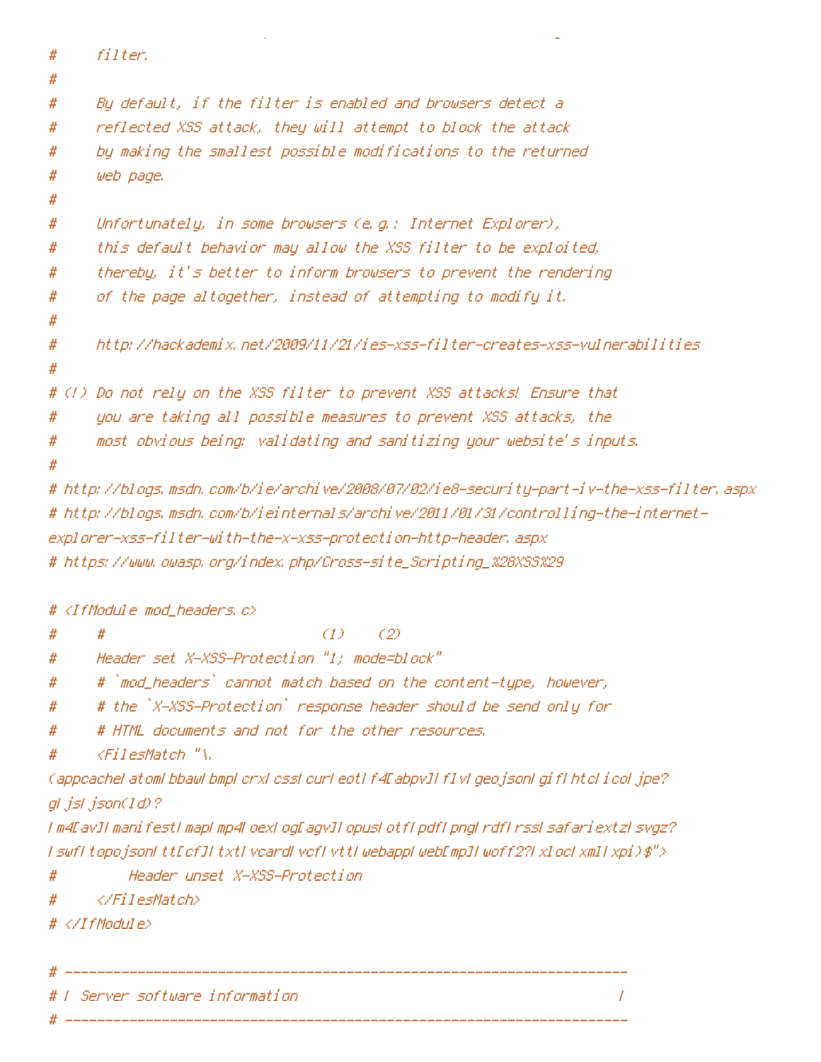```
#     filter.
#
#     By default, if the filter is enabled and browsers detect a
#     reflected XSS attack, they will attempt to block the attack
#     by making the smallest possible modifications to the returned
#     web page.
#
#     Unfortunately, in some browsers (e.g.: Internet Explorer),
#     this default behavior may allow the XSS filter to be exploited,
#     thereby, it's better to inform browsers to prevent the rendering
#     of the page altogether, instead of attempting to modify it.
#
#     http://hackademix.net/2009/11/21/ies-xss-filter-creates-xss-vulnerabilities
#
# (!) Do not rely on the XSS filter to prevent XSS attacks! Ensure that
#     you are taking all possible measures to prevent XSS attacks, the
#     most obvious being: validating and sanitizing your website's inputs.
#
# http://blogs.msdn.com/b/ie/archive/2008/07/02/ie8-security-part-iv-the-xss-filter.aspx
# http://blogs.msdn.com/b/ieinternals/archive/2011/01/31/controlling-the-internet-
explorer-xss-filter-with-the-x-xss-protection-http-header.aspx
# https://www.owasp.org/index.php/Cross-site_Scripting_%28XSS%29

# <IfModule mod_headers.c>
#     #                           (1)    (2)
#     Header set X-XSS-Protection "1; mode=block"
#     # `mod_headers` cannot match based on the content-type, however,
#     # the `X-XSS-Protection` response header should be send only for
#     # HTML documents and not for the other resources.
#     <FilesMatch "\.
(appcache|atom|bbaw|bmp|crx|css|cur|eot|f4[abpv]|flv|geojson|gif|htc|ico|jpe?
g|js|json(ld)?
|m4[av]|manifest|map|mp4|oex|og[agv]|opus|otf|pdf|png|rdf|rss|safariextz|svgz?
|swf|topojson|tt[cf]|txt|vcard|vcf|vtt|webapp|web[mp]|woff2?|xloc|xml|xpi)$">
#         Header unset X-XSS-Protection
#     </FilesMatch>
# </IfModule>

# ----------------------------------------------------------------------
# | Server software information                                        |
# ----------------------------------------------------------------------
```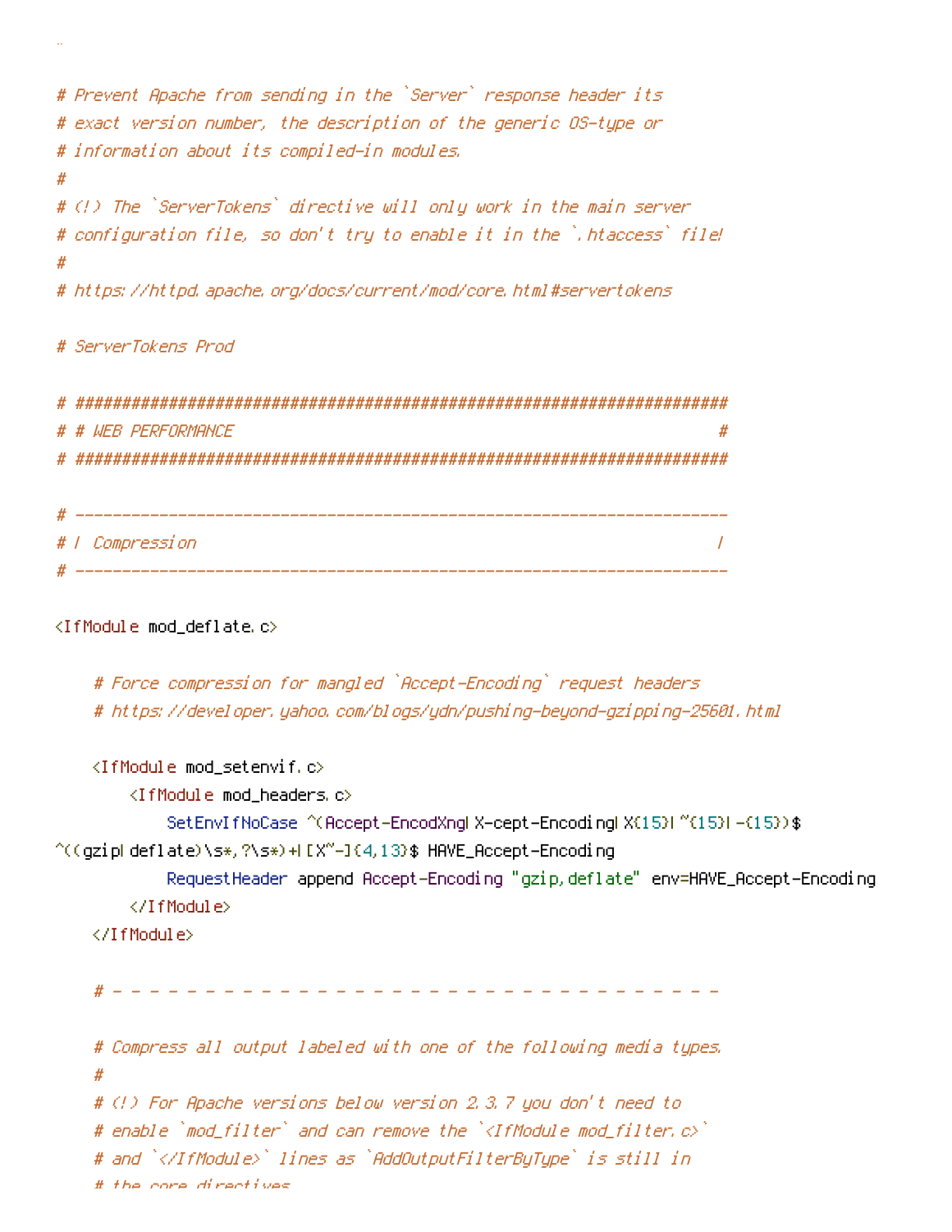```
# Prevent Apache from sending in the `Server` response header its
# exact version number, the description of the generic OS-type or
# information about its compiled-in modules.
#
# (!) The `ServerTokens` directive will only work in the main server
# configuration file, so don't try to enable it in the `.htaccess` file!
#
# https://httpd.apache.org/docs/current/mod/core.html#servertokens

# ServerTokens Prod

# ######################################################################
# # WEB PERFORMANCE                                                    #
# ######################################################################

# ----------------------------------------------------------------------
# | Compression                                                        |
# ----------------------------------------------------------------------

<IfModule mod_deflate.c>

    # Force compression for mangled `Accept-Encoding` request headers
    # https://developer.yahoo.com/blogs/ydn/pushing-beyond-gzipping-25601.html

    <IfModule mod_setenvif.c>
        <IfModule mod_headers.c>
            SetEnvIfNoCase ^(Accept-EncodXng|X-cept-Encoding|X{15}|~{15}|-{15})$
^((gzip|deflate)\s*,?\s*)+|[X~-]{4,13}$ HAVE_Accept-Encoding
            RequestHeader append Accept-Encoding "gzip,deflate" env=HAVE_Accept-Encoding
        </IfModule>
    </IfModule>

    # - - - - - - - - - - - - - - - - - - - - - - - - - - - - - - - - - -

    # Compress all output labeled with one of the following media types.
    #
    # (!) For Apache versions below version 2.3.7 you don't need to
    # enable `mod_filter` and can remove the `<IfModule mod_filter.c>`
    # and `</IfModule>` lines as `AddOutputFilterByType` is still in
    # the core directives.
```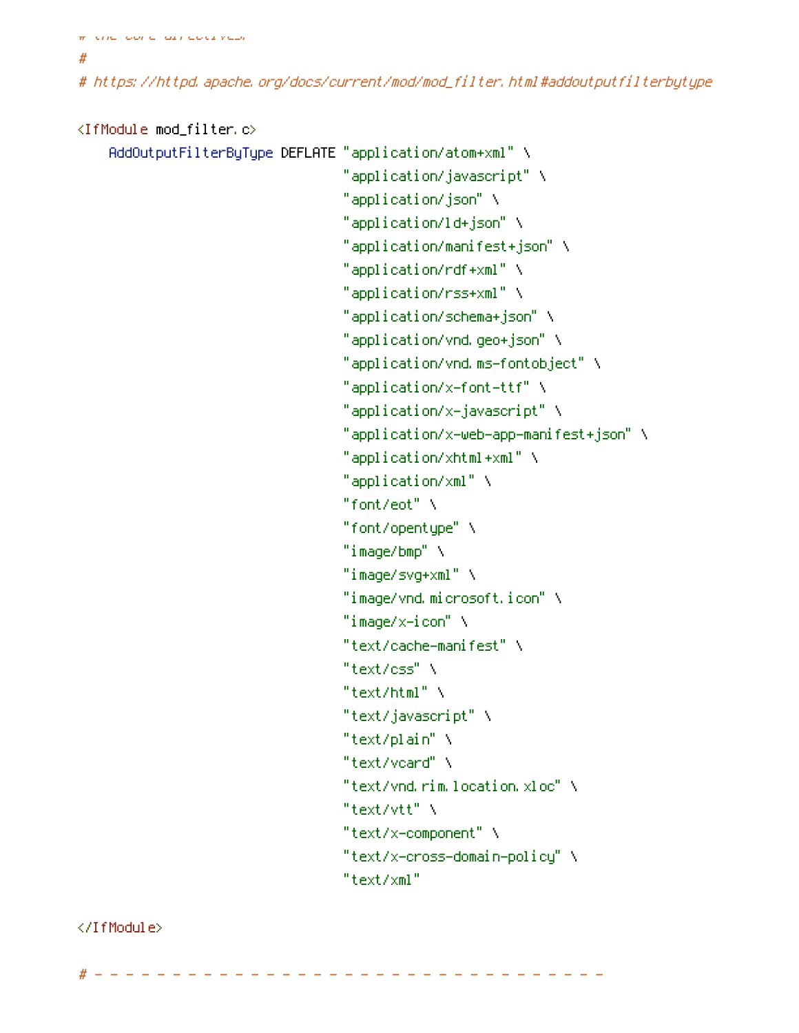```
# the core directives.
#
# https://httpd.apache.org/docs/current/mod/mod_filter.html#addoutputfilterbytype

<IfModule mod_filter.c>
    AddOutputFilterByType DEFLATE "application/atom+xml" \
                                  "application/javascript" \
                                  "application/json" \
                                  "application/ld+json" \
                                  "application/manifest+json" \
                                  "application/rdf+xml" \
                                  "application/rss+xml" \
                                  "application/schema+json" \
                                  "application/vnd.geo+json" \
                                  "application/vnd.ms-fontobject" \
                                  "application/x-font-ttf" \
                                  "application/x-javascript" \
                                  "application/x-web-app-manifest+json" \
                                  "application/xhtml+xml" \
                                  "application/xml" \
                                  "font/eot" \
                                  "font/opentype" \
                                  "image/bmp" \
                                  "image/svg+xml" \
                                  "image/vnd.microsoft.icon" \
                                  "image/x-icon" \
                                  "text/cache-manifest" \
                                  "text/css" \
                                  "text/html" \
                                  "text/javascript" \
                                  "text/plain" \
                                  "text/vcard" \
                                  "text/vnd.rim.location.xloc" \
                                  "text/vtt" \
                                  "text/x-component" \
                                  "text/x-cross-domain-policy" \
                                  "text/xml"

</IfModule>

# - - - - - - - - - - - - - - - - - - - - - - - - - - - - - - - - -
```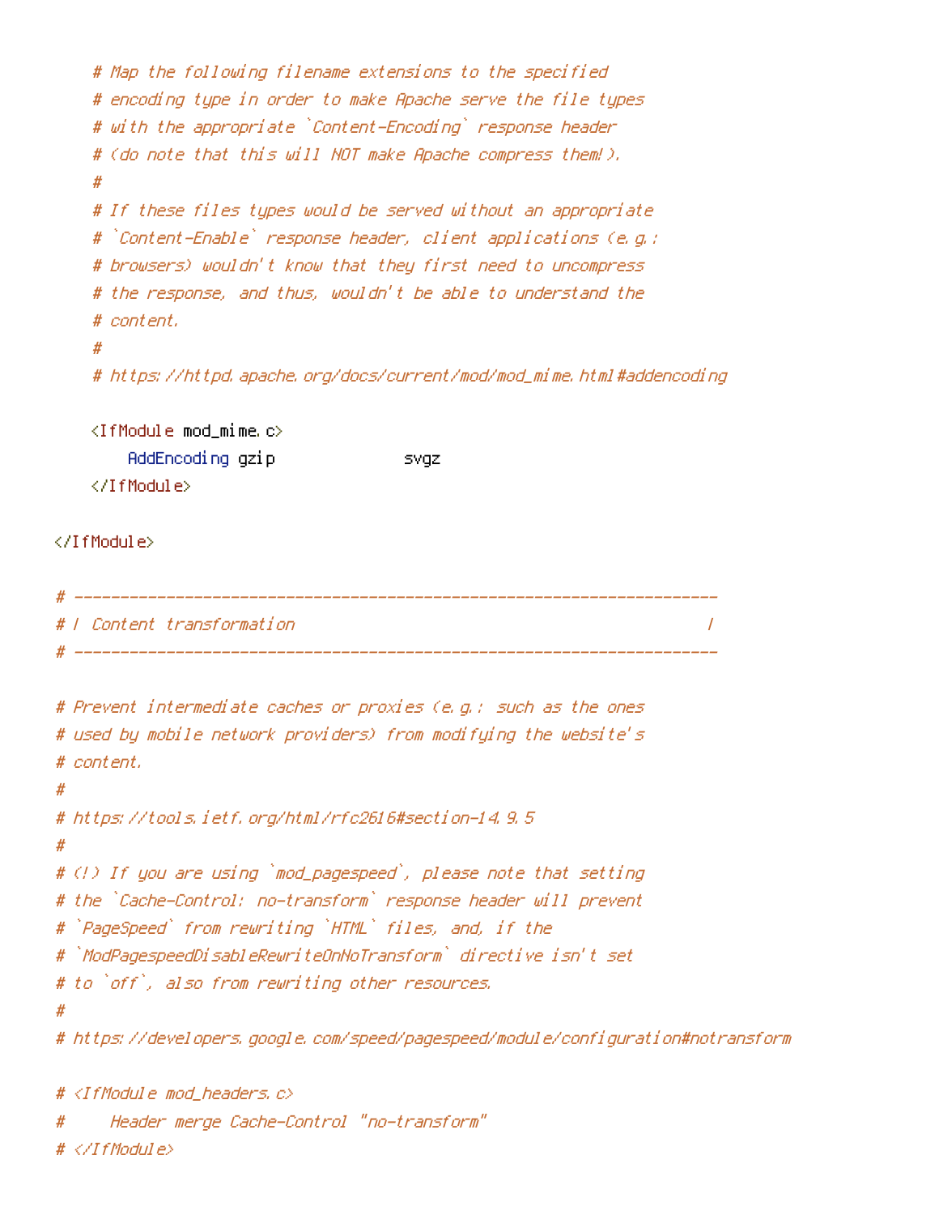```
    # Map the following filename extensions to the specified
    # encoding type in order to make Apache serve the file types
    # with the appropriate `Content-Encoding` response header
    # (do note that this will NOT make Apache compress them!).
    #
    # If these files types would be served without an appropriate
    # `Content-Enable` response header, client applications (e.g.:
    # browsers) wouldn't know that they first need to uncompress
    # the response, and thus, wouldn't be able to understand the
    # content.
    #
    # https://httpd.apache.org/docs/current/mod/mod_mime.html#addencoding

    <IfModule mod_mime.c>
        AddEncoding gzip              svgz
    </IfModule>

</IfModule>

# ----------------------------------------------------------------------
# | Content transformation                                             |
# ----------------------------------------------------------------------

# Prevent intermediate caches or proxies (e.g.: such as the ones
# used by mobile network providers) from modifying the website's
# content.
#
# https://tools.ietf.org/html/rfc2616#section-14.9.5
#
# (!) If you are using `mod_pagespeed`, please note that setting
# the `Cache-Control: no-transform` response header will prevent
# `PageSpeed` from rewriting `HTML` files, and, if the
# `ModPagespeedDisableRewriteOnNoTransform` directive isn't set
# to `off`, also from rewriting other resources.
#
# https://developers.google.com/speed/pagespeed/module/configuration#notransform

# <IfModule mod_headers.c>
#     Header merge Cache-Control "no-transform"
# </IfModule>
```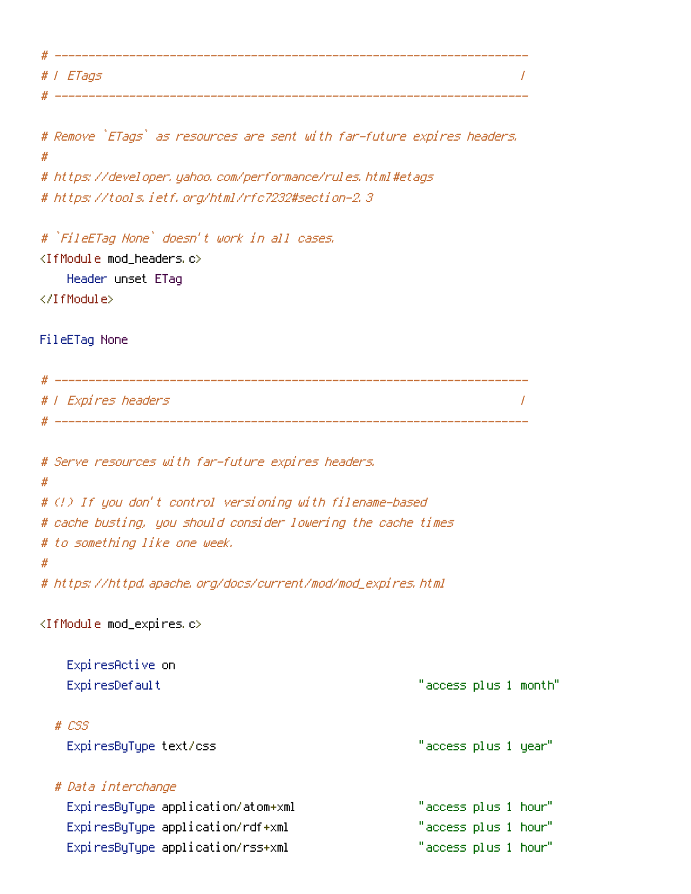```
# ----------------------------------------------------------------------
# | ETags                                                              |
# ----------------------------------------------------------------------

# Remove `ETags` as resources are sent with far-future expires headers.
#
# https://developer.yahoo.com/performance/rules.html#etags
# https://tools.ietf.org/html/rfc7232#section-2.3

# `FileETag None` doesn't work in all cases.
<IfModule mod_headers.c>
    Header unset ETag
</IfModule>

FileETag None

# ----------------------------------------------------------------------
# | Expires headers                                                    |
# ----------------------------------------------------------------------

# Serve resources with far-future expires headers.
#
# (!) If you don't control versioning with filename-based
# cache busting, you should consider lowering the cache times
# to something like one week.
#
# https://httpd.apache.org/docs/current/mod/mod_expires.html

<IfModule mod_expires.c>

    ExpiresActive on
    ExpiresDefault                                      "access plus 1 month"

  # CSS
    ExpiresByType text/css                              "access plus 1 year"

  # Data interchange
    ExpiresByType application/atom+xml                  "access plus 1 hour"
    ExpiresByType application/rdf+xml                   "access plus 1 hour"
    ExpiresByType application/rss+xml                   "access plus 1 hour"
```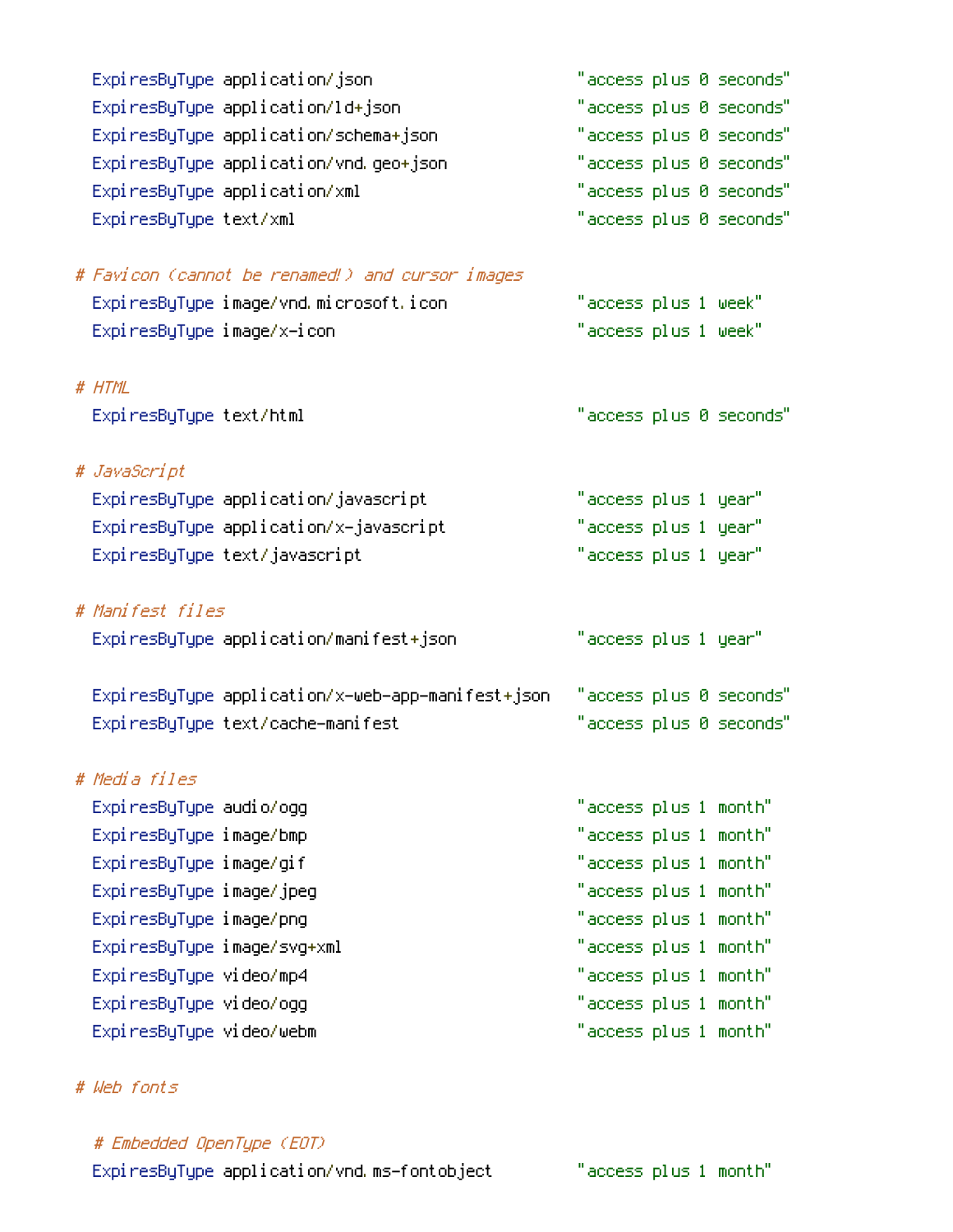```
  ExpiresByType application/json                      "access plus 0 seconds"
  ExpiresByType application/ld+json                   "access plus 0 seconds"
  ExpiresByType application/schema+json               "access plus 0 seconds"
  ExpiresByType application/vnd.geo+json              "access plus 0 seconds"
  ExpiresByType application/xml                       "access plus 0 seconds"
  ExpiresByType text/xml                              "access plus 0 seconds"

# Favicon (cannot be renamed!) and cursor images
  ExpiresByType image/vnd.microsoft.icon              "access plus 1 week"
  ExpiresByType image/x-icon                          "access plus 1 week"

# HTML
  ExpiresByType text/html                             "access plus 0 seconds"

# JavaScript
  ExpiresByType application/javascript                "access plus 1 year"
  ExpiresByType application/x-javascript              "access plus 1 year"
  ExpiresByType text/javascript                       "access plus 1 year"

# Manifest files
  ExpiresByType application/manifest+json             "access plus 1 year"

  ExpiresByType application/x-web-app-manifest+json   "access plus 0 seconds"
  ExpiresByType text/cache-manifest                   "access plus 0 seconds"

# Media files
  ExpiresByType audio/ogg                             "access plus 1 month"
  ExpiresByType image/bmp                             "access plus 1 month"
  ExpiresByType image/gif                             "access plus 1 month"
  ExpiresByType image/jpeg                            "access plus 1 month"
  ExpiresByType image/png                             "access plus 1 month"
  ExpiresByType image/svg+xml                         "access plus 1 month"
  ExpiresByType video/mp4                             "access plus 1 month"
  ExpiresByType video/ogg                             "access plus 1 month"
  ExpiresByType video/webm                            "access plus 1 month"

# Web fonts

  # Embedded OpenType (EOT)
  ExpiresByType application/vnd.ms-fontobject         "access plus 1 month"
```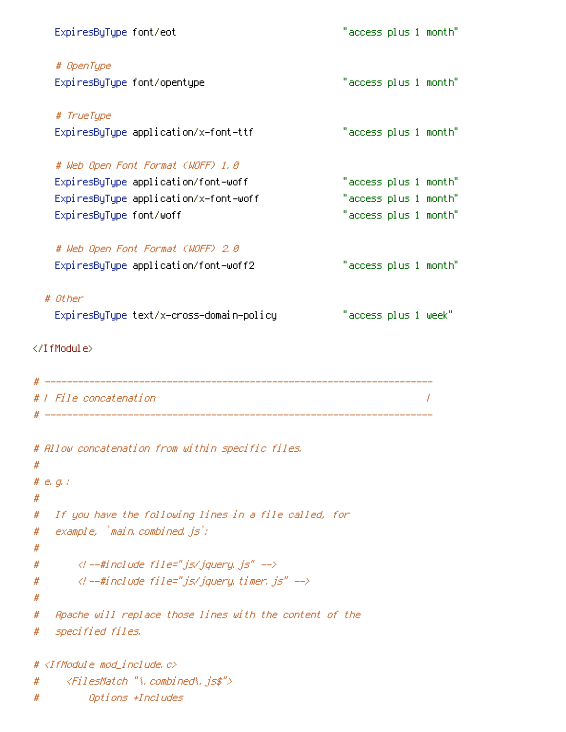```
    ExpiresByType font/eot                              "access plus 1 month"

    # OpenType
    ExpiresByType font/opentype                         "access plus 1 month"

    # TrueType
    ExpiresByType application/x-font-ttf                "access plus 1 month"

    # Web Open Font Format (WOFF) 1.0
    ExpiresByType application/font-woff                 "access plus 1 month"
    ExpiresByType application/x-font-woff               "access plus 1 month"
    ExpiresByType font/woff                             "access plus 1 month"

    # Web Open Font Format (WOFF) 2.0
    ExpiresByType application/font-woff2                "access plus 1 month"

  # Other
    ExpiresByType text/x-cross-domain-policy            "access plus 1 week"

</IfModule>

# ----------------------------------------------------------------------
# | File concatenation                                                 |
# ----------------------------------------------------------------------

# Allow concatenation from within specific files.
#
# e.g.:
#
#   If you have the following lines in a file called, for
#   example, `main.combined.js`:
#
#       <!--#include file="js/jquery.js" -->
#       <!--#include file="js/jquery.timer.js" -->
#
#   Apache will replace those lines with the content of the
#   specified files.

# <IfModule mod_include.c>
#     <FilesMatch "\.combined\.js$">
#         Options +Includes
```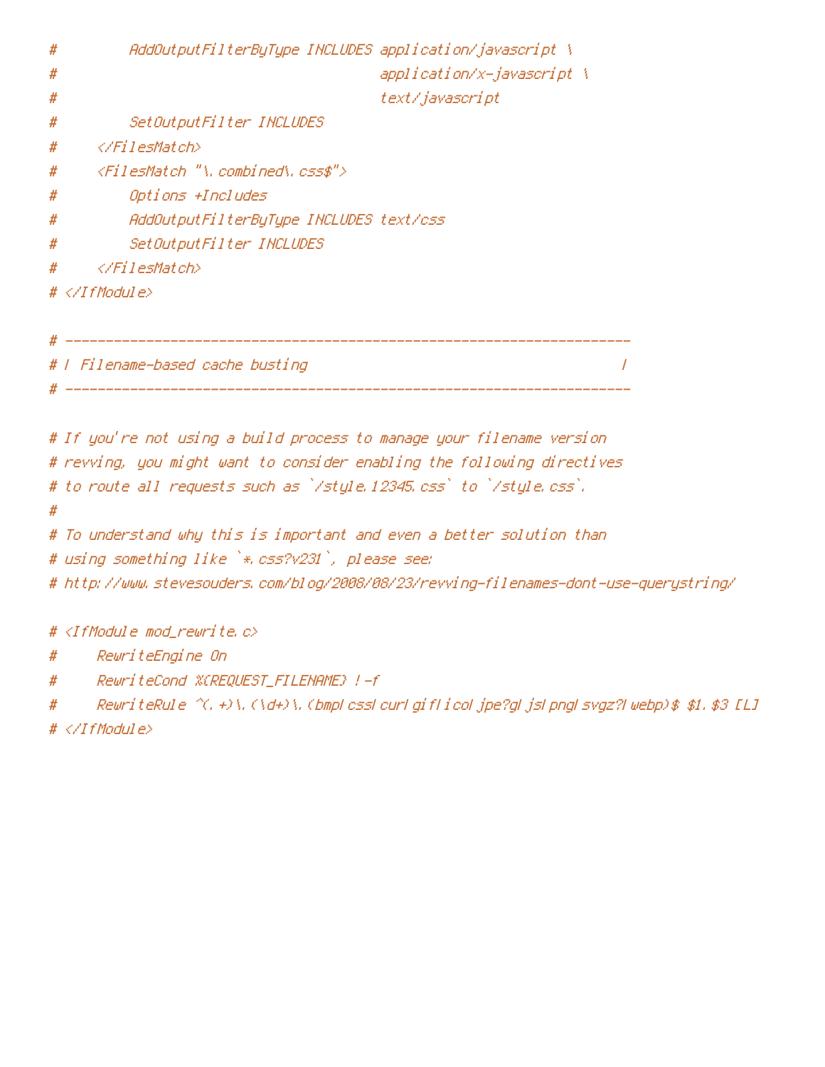```
#         AddOutputFilterByType INCLUDES application/javascript \
#                                        application/x-javascript \
#                                        text/javascript
#         SetOutputFilter INCLUDES
#     </FilesMatch>
#     <FilesMatch "\.combined\.css$">
#         Options +Includes
#         AddOutputFilterByType INCLUDES text/css
#         SetOutputFilter INCLUDES
#     </FilesMatch>
# </IfModule>

# ----------------------------------------------------------------------
# | Filename-based cache busting                                       |
# ----------------------------------------------------------------------

# If you're not using a build process to manage your filename version
# revving, you might want to consider enabling the following directives
# to route all requests such as `/style.12345.css` to `/style.css`.
#
# To understand why this is important and even a better solution than
# using something like `*.css?v231`, please see:
# http://www.stevesouders.com/blog/2008/08/23/revving-filenames-dont-use-querystring/

# <IfModule mod_rewrite.c>
#     RewriteEngine On
#     RewriteCond %{REQUEST_FILENAME} !-f
#     RewriteRule ^(.+)\.(\d+)\.(bmp|css|cur|gif|ico|jpe?g|js|png|svgz?|webp)$ $1.$3 [L]
# </IfModule>
```